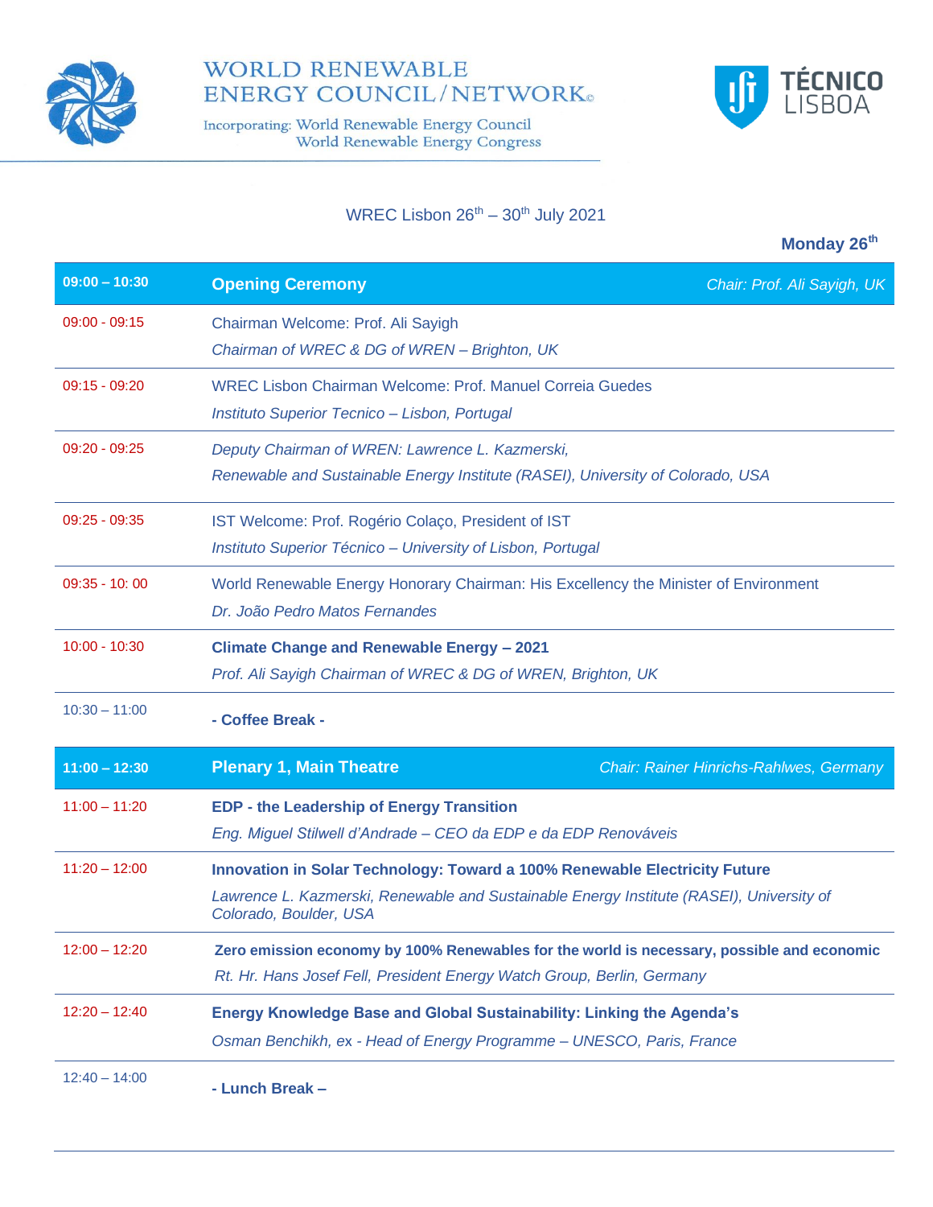# WORLD RENEWABLE ENERGY COUNCIL/NETWORK©

Incorporating: World Renewable Energy Council
World Renewable Energy Congress

TÉCNICO LISBOA

WREC Lisbon 26th – 30th July 2021

**Monday 26th**

| 09:00 – 10:30 | **Opening Ceremony** *Chair: Prof. Ali Sayigh, UK* |
|---|---|
| 09:00 - 09:15 | Chairman Welcome: Prof. Ali Sayigh<br>*Chairman of WREC & DG of WREN – Brighton, UK* |
| 09:15 - 09:20 | WREC Lisbon Chairman Welcome: Prof. Manuel Correia Guedes<br>*Instituto Superior Tecnico – Lisbon, Portugal* |
| 09:20 - 09:25 | *Deputy Chairman of WREN: Lawrence L. Kazmerski,*<br>*Renewable and Sustainable Energy Institute (RASEI), University of Colorado, USA* |
| 09:25 - 09:35 | IST Welcome: Prof. Rogério Colaço, President of IST<br>*Instituto Superior Técnico – University of Lisbon, Portugal* |
| 09:35 - 10: 00 | World Renewable Energy Honorary Chairman: His Excellency the Minister of Environment<br>*Dr. João Pedro Matos Fernandes* |
| 10:00 - 10:30 | **Climate Change and Renewable Energy – 2021**<br>*Prof. Ali Sayigh Chairman of WREC & DG of WREN, Brighton, UK* |
| 10:30 – 11:00 | **- Coffee Break -** |
| 11:00 – 12:30 | **Plenary 1, Main Theatre** *Chair: Rainer Hinrichs-Rahlwes, Germany* |
| 11:00 – 11:20 | **EDP - the Leadership of Energy Transition**<br>*Eng. Miguel Stilwell d'Andrade – CEO da EDP e da EDP Renováveis* |
| 11:20 – 12:00 | **Innovation in Solar Technology: Toward a 100% Renewable Electricity Future**<br>*Lawrence L. Kazmerski, Renewable and Sustainable Energy Institute (RASEI), University of Colorado, Boulder, USA* |
| 12:00 – 12:20 | **Zero emission economy by 100% Renewables for the world is necessary, possible and economic**<br>*Rt. Hr. Hans Josef Fell, President Energy Watch Group, Berlin, Germany* |
| 12:20 – 12:40 | **Energy Knowledge Base and Global Sustainability: Linking the Agenda's**<br>*Osman Benchikh, ex - Head of Energy Programme – UNESCO, Paris, France* |
| 12:40 – 14:00 | **- Lunch Break –** |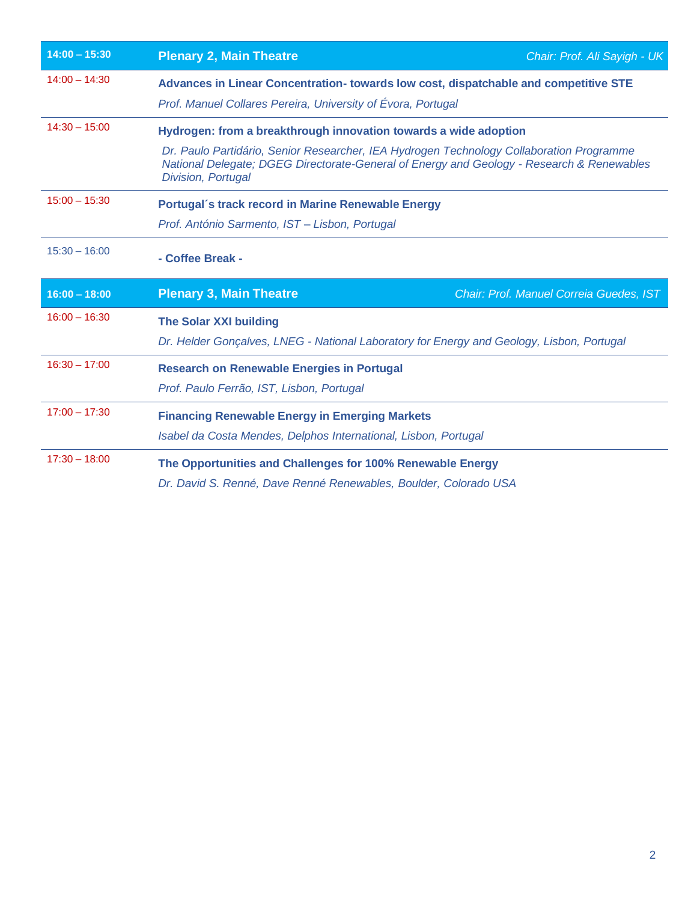| 14:00 – 15:30 | **Plenary 2, Main Theatre** | *Chair: Prof. Ali Sayigh - UK* |
|---|---|---|
| 14:00 – 14:30 | **Advances in Linear Concentration- towards low cost, dispatchable and competitive STE**<br>*Prof. Manuel Collares Pereira, University of Évora, Portugal* | |
| 14:30 – 15:00 | **Hydrogen: from a breakthrough innovation towards a wide adoption**<br>*Dr. Paulo Partidário, Senior Researcher, IEA Hydrogen Technology Collaboration Programme National Delegate; DGEG Directorate-General of Energy and Geology - Research & Renewables Division, Portugal* | |
| 15:00 – 15:30 | **Portugal´s track record in Marine Renewable Energy**<br>*Prof. António Sarmento, IST – Lisbon, Portugal* | |
| 15:30 – 16:00 | **- Coffee Break -** | |

| 16:00 – 18:00 | **Plenary 3, Main Theatre** | *Chair: Prof. Manuel Correia Guedes, IST* |
|---|---|---|
| 16:00 – 16:30 | **The Solar XXI building**<br>*Dr. Helder Gonçalves, LNEG - National Laboratory for Energy and Geology, Lisbon, Portugal* | |
| 16:30 – 17:00 | **Research on Renewable Energies in Portugal**<br>*Prof. Paulo Ferrão, IST, Lisbon, Portugal* | |
| 17:00 – 17:30 | **Financing Renewable Energy in Emerging Markets**<br>*Isabel da Costa Mendes, Delphos International, Lisbon, Portugal* | |
| 17:30 – 18:00 | **The Opportunities and Challenges for 100% Renewable Energy**<br>*Dr. David S. Renné, Dave Renné Renewables, Boulder, Colorado USA* | |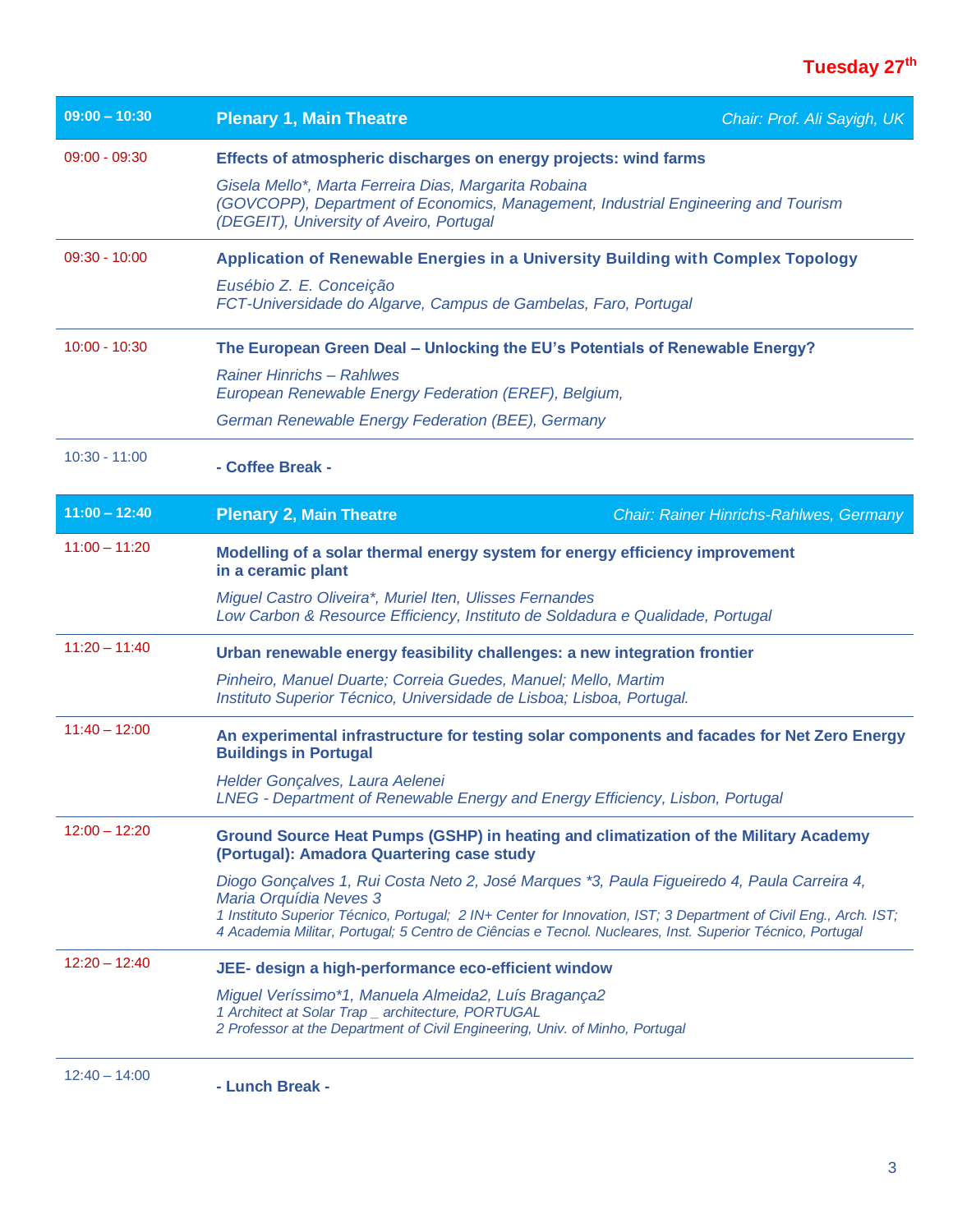## Tuesday 27th

| 09:00 – 10:30 | **Plenary 1, Main Theatre** *Chair: Prof. Ali Sayigh, UK* |
|---|---|
| 09:00 - 09:30 | **Effects of atmospheric discharges on energy projects: wind farms**<br>*Gisela Mello\*, Marta Ferreira Dias, Margarita Robaina*<br>*(GOVCOPP), Department of Economics, Management, Industrial Engineering and Tourism (DEGEIT), University of Aveiro, Portugal* |
| 09:30 - 10:00 | **Application of Renewable Energies in a University Building with Complex Topology**<br>*Eusébio Z. E. Conceição*<br>*FCT-Universidade do Algarve, Campus de Gambelas, Faro, Portugal* |
| 10:00 - 10:30 | **The European Green Deal – Unlocking the EU's Potentials of Renewable Energy?**<br>*Rainer Hinrichs – Rahlwes*<br>*European Renewable Energy Federation (EREF), Belgium,*<br>*German Renewable Energy Federation (BEE), Germany* |
| 10:30 - 11:00 | **- Coffee Break -** |
| **11:00 – 12:40** | **Plenary 2, Main Theatre** *Chair: Rainer Hinrichs-Rahlwes, Germany* |
| 11:00 – 11:20 | **Modelling of a solar thermal energy system for energy efficiency improvement in a ceramic plant**<br>*Miguel Castro Oliveira\*, Muriel Iten, Ulisses Fernandes*<br>*Low Carbon & Resource Efficiency, Instituto de Soldadura e Qualidade, Portugal* |
| 11:20 – 11:40 | **Urban renewable energy feasibility challenges: a new integration frontier**<br>*Pinheiro, Manuel Duarte; Correia Guedes, Manuel; Mello, Martim*<br>*Instituto Superior Técnico, Universidade de Lisboa; Lisboa, Portugal.* |
| 11:40 – 12:00 | **An experimental infrastructure for testing solar components and facades for Net Zero Energy Buildings in Portugal**<br>*Helder Gonçalves, Laura Aelenei*<br>*LNEG - Department of Renewable Energy and Energy Efficiency, Lisbon, Portugal* |
| 12:00 – 12:20 | **Ground Source Heat Pumps (GSHP) in heating and climatization of the Military Academy (Portugal): Amadora Quartering case study**<br>*Diogo Gonçalves 1, Rui Costa Neto 2, José Marques \*3, Paula Figueiredo 4, Paula Carreira 4, Maria Orquídia Neves 3*<br>*1 Instituto Superior Técnico, Portugal; 2 IN+ Center for Innovation, IST; 3 Department of Civil Eng., Arch. IST; 4 Academia Militar, Portugal; 5 Centro de Ciências e Tecnol. Nucleares, Inst. Superior Técnico, Portugal* |
| 12:20 – 12:40 | **JEE- design a high-performance eco-efficient window**<br>*Miguel Veríssimo\*1, Manuela Almeida2, Luís Bragança2*<br>*1 Architect at Solar Trap _ architecture, PORTUGAL*<br>*2 Professor at the Department of Civil Engineering, Univ. of Minho, Portugal* |
| 12:40 – 14:00 | **- Lunch Break -** |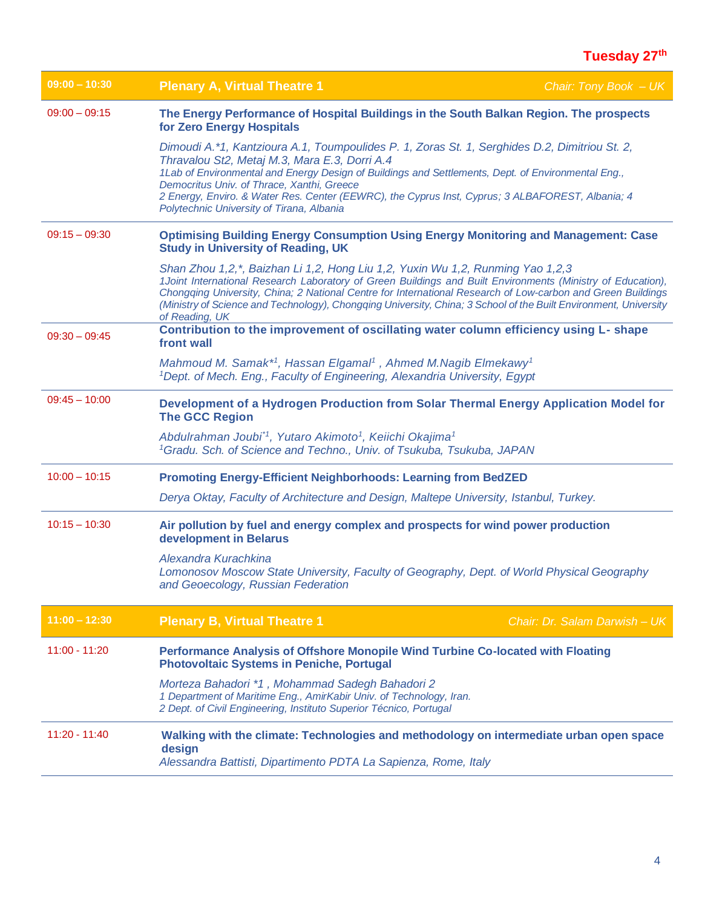**Tuesday 27th**

| | | |
|---|---|---|
| **09:00 – 10:30** | **Plenary A, Virtual Theatre 1** | *Chair: Tony Book – UK* |

**09:00 – 09:15**

**The Energy Performance of Hospital Buildings in the South Balkan Region. The prospects for Zero Energy Hospitals**

*Dimoudi A.*1, Kantzioura A.1, Toumpoulides P. 1, Zoras St. 1, Serghides D.2, Dimitriou St. 2, Thravalou St2, Metaj M.3, Mara E.3, Dorri A.4*
*1Lab of Environmental and Energy Design of Buildings and Settlements, Dept. of Environmental Eng., Democritus Univ. of Thrace, Xanthi, Greece*
*2 Energy, Enviro. & Water Res. Center (EEWRC), the Cyprus Inst, Cyprus; 3 ALBAFOREST, Albania; 4 Polytechnic University of Tirana, Albania*

**09:15 – 09:30**

**Optimising Building Energy Consumption Using Energy Monitoring and Management: Case Study in University of Reading, UK**

*Shan Zhou 1,2,*, Baizhan Li 1,2, Hong Liu 1,2, Yuxin Wu 1,2, Runming Yao 1,2,3*
*1Joint International Research Laboratory of Green Buildings and Built Environments (Ministry of Education), Chongqing University, China; 2 National Centre for International Research of Low-carbon and Green Buildings (Ministry of Science and Technology), Chongqing University, China; 3 School of the Built Environment, University of Reading, UK*

**09:30 – 09:45**

**Contribution to the improvement of oscillating water column efficiency using L- shape front wall**

*Mahmoud M. Samak*[1], Hassan Elgamal[1] , Ahmed M.Nagib Elmekawy[1]*
*[1]Dept. of Mech. Eng., Faculty of Engineering, Alexandria University, Egypt*

**09:45 – 10:00**

**Development of a Hydrogen Production from Solar Thermal Energy Application Model for The GCC Region**

*Abdulrahman Joubi*[1], Yutaro Akimoto[1], Keiichi Okajima[1]*
*[1]Gradu. Sch. of Science and Techno., Univ. of Tsukuba, Tsukuba, JAPAN*

**10:00 – 10:15**

**Promoting Energy-Efficient Neighborhoods: Learning from BedZED**

*Derya Oktay, Faculty of Architecture and Design, Maltepe University, Istanbul, Turkey.*

**10:15 – 10:30**

**Air pollution by fuel and energy complex and prospects for wind power production development in Belarus**

*Alexandra Kurachkina*
*Lomonosov Moscow State University, Faculty of Geography, Dept. of World Physical Geography and Geoecology, Russian Federation*

| | | |
|---|---|---|
| **11:00 – 12:30** | **Plenary B, Virtual Theatre 1** | *Chair: Dr. Salam Darwish – UK* |

**11:00 - 11:20**

**Performance Analysis of Offshore Monopile Wind Turbine Co-located with Floating Photovoltaic Systems in Peniche, Portugal**

*Morteza Bahadori *1 , Mohammad Sadegh Bahadori 2*
*1 Department of Maritime Eng., AmirKabir Univ. of Technology, Iran.*
*2 Dept. of Civil Engineering, Instituto Superior Técnico, Portugal*

**11:20 - 11:40**

**Walking with the climate: Technologies and methodology on intermediate urban open space design**
*Alessandra Battisti, Dipartimento PDTA La Sapienza, Rome, Italy*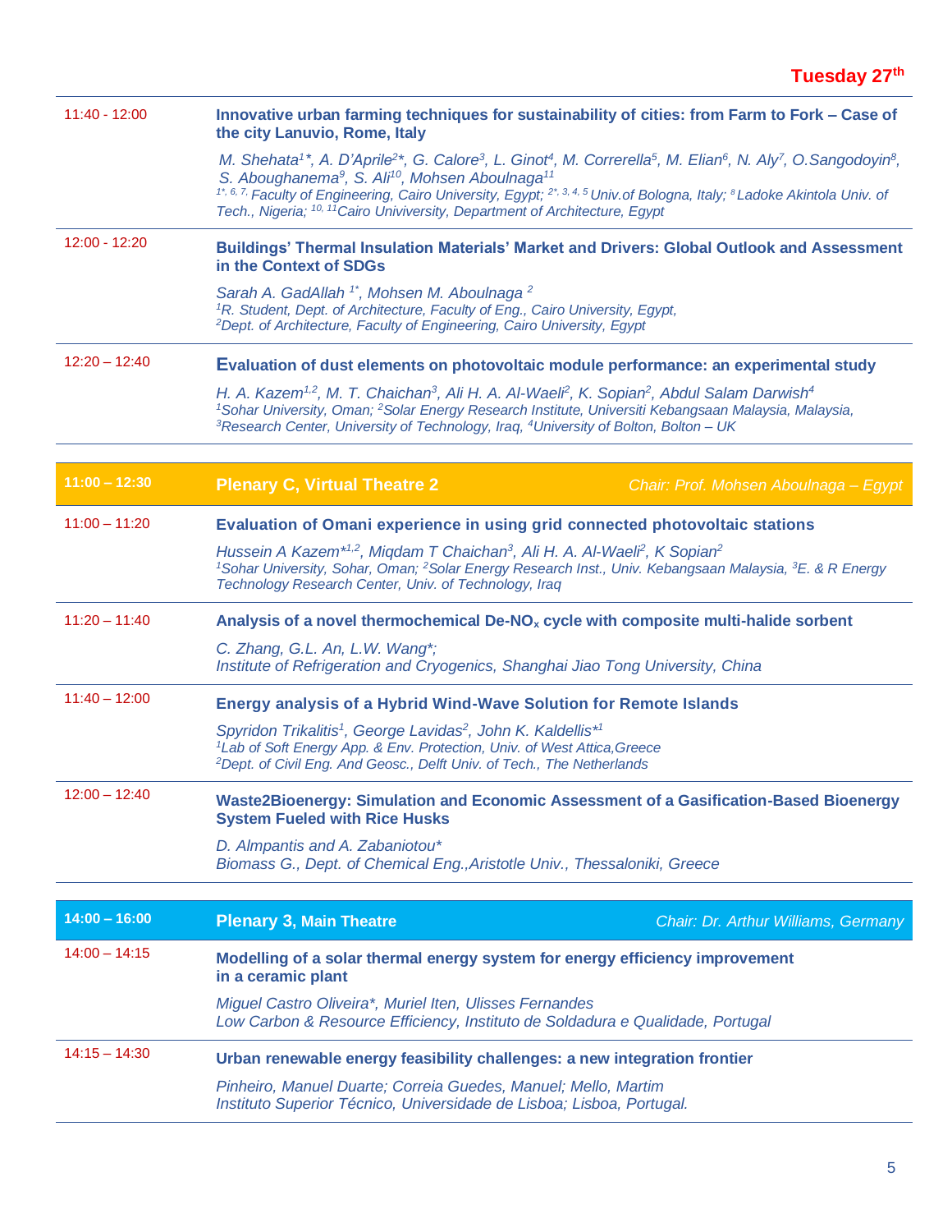**Tuesday 27th**

| | |
|---|---|
| 11:40 - 12:00 | **Innovative urban farming techniques for sustainability of cities: from Farm to Fork – Case of the city Lanuvio, Rome, Italy**<br>*M. Shehata[1]\*, A. D'Aprile[2]\*, G. Calore[3], L. Ginot[4], M. Correrella[5], M. Elian[6], N. Aly[7], O.Sangodoyin[8], S. Aboughanema[9], S. Ali[10], Mohsen Aboulnaga[11]*<br>*[1\*, 6, 7,] Faculty of Engineering, Cairo University, Egypt; [2\*, 3, 4, 5] Univ.of Bologna, Italy; [8] Ladoke Akintola Univ. of Tech., Nigeria; [10, 11] Cairo Univiversity, Department of Architecture, Egypt* |
| 12:00 - 12:20 | **Buildings' Thermal Insulation Materials' Market and Drivers: Global Outlook and Assessment in the Context of SDGs**<br>*Sarah A. GadAllah [1\*], Mohsen M. Aboulnaga [2]*<br>*[1]R. Student, Dept. of Architecture, Faculty of Eng., Cairo University, Egypt,*<br>*[2]Dept. of Architecture, Faculty of Engineering, Cairo University, Egypt* |
| 12:20 – 12:40 | **Evaluation of dust elements on photovoltaic module performance: an experimental study**<br>*H. A. Kazem[1,2], M. T. Chaichan[3], Ali H. A. Al-Waeli[2], K. Sopian[2], Abdul Salam Darwish[4]*<br>*[1]Sohar University, Oman; [2]Solar Energy Research Institute, Universiti Kebangsaan Malaysia, Malaysia, [3]Research Center, University of Technology, Iraq, [4]University of Bolton, Bolton – UK* |

| | | |
|---|---|---|
| **11:00 – 12:30** | **Plenary C, Virtual Theatre 2** | *Chair: Prof. Mohsen Aboulnaga – Egypt* |
| 11:00 – 11:20 | **Evaluation of Omani experience in using grid connected photovoltaic stations**<br>*Hussein A Kazem\*[1,2], Miqdam T Chaichan[3], Ali H. A. Al-Waeli[2], K Sopian[2]*<br>*[1]Sohar University, Sohar, Oman; [2]Solar Energy Research Inst., Univ. Kebangsaan Malaysia, [3]E. & R Energy Technology Research Center, Univ. of Technology, Iraq* | |
| 11:20 – 11:40 | **Analysis of a novel thermochemical De-$NO_x$ cycle with composite multi-halide sorbent**<br>*C. Zhang, G.L. An, L.W. Wang\*;*<br>*Institute of Refrigeration and Cryogenics, Shanghai Jiao Tong University, China* | |
| 11:40 – 12:00 | **Energy analysis of a Hybrid Wind-Wave Solution for Remote Islands**<br>*Spyridon Trikalitis[1], George Lavidas[2], John K. Kaldellis\*[1]*<br>*[1]Lab of Soft Energy App. & Env. Protection, Univ. of West Attica,Greece*<br>*[2]Dept. of Civil Eng. And Geosc., Delft Univ. of Tech., The Netherlands* | |
| 12:00 – 12:40 | **Waste2Bioenergy: Simulation and Economic Assessment of a Gasification-Based Bioenergy System Fueled with Rice Husks**<br>*D. Almpantis and A. Zabaniotou\**<br>*Biomass G., Dept. of Chemical Eng.,Aristotle Univ., Thessaloniki, Greece* | |

| | | |
|---|---|---|
| **14:00 – 16:00** | **Plenary 3, Main Theatre** | *Chair: Dr. Arthur Williams, Germany* |
| 14:00 – 14:15 | **Modelling of a solar thermal energy system for energy efficiency improvement in a ceramic plant**<br>*Miguel Castro Oliveira\*, Muriel Iten, Ulisses Fernandes*<br>*Low Carbon & Resource Efficiency, Instituto de Soldadura e Qualidade, Portugal* | |
| 14:15 – 14:30 | **Urban renewable energy feasibility challenges: a new integration frontier**<br>*Pinheiro, Manuel Duarte; Correia Guedes, Manuel; Mello, Martim*<br>*Instituto Superior Técnico, Universidade de Lisboa; Lisboa, Portugal.* | |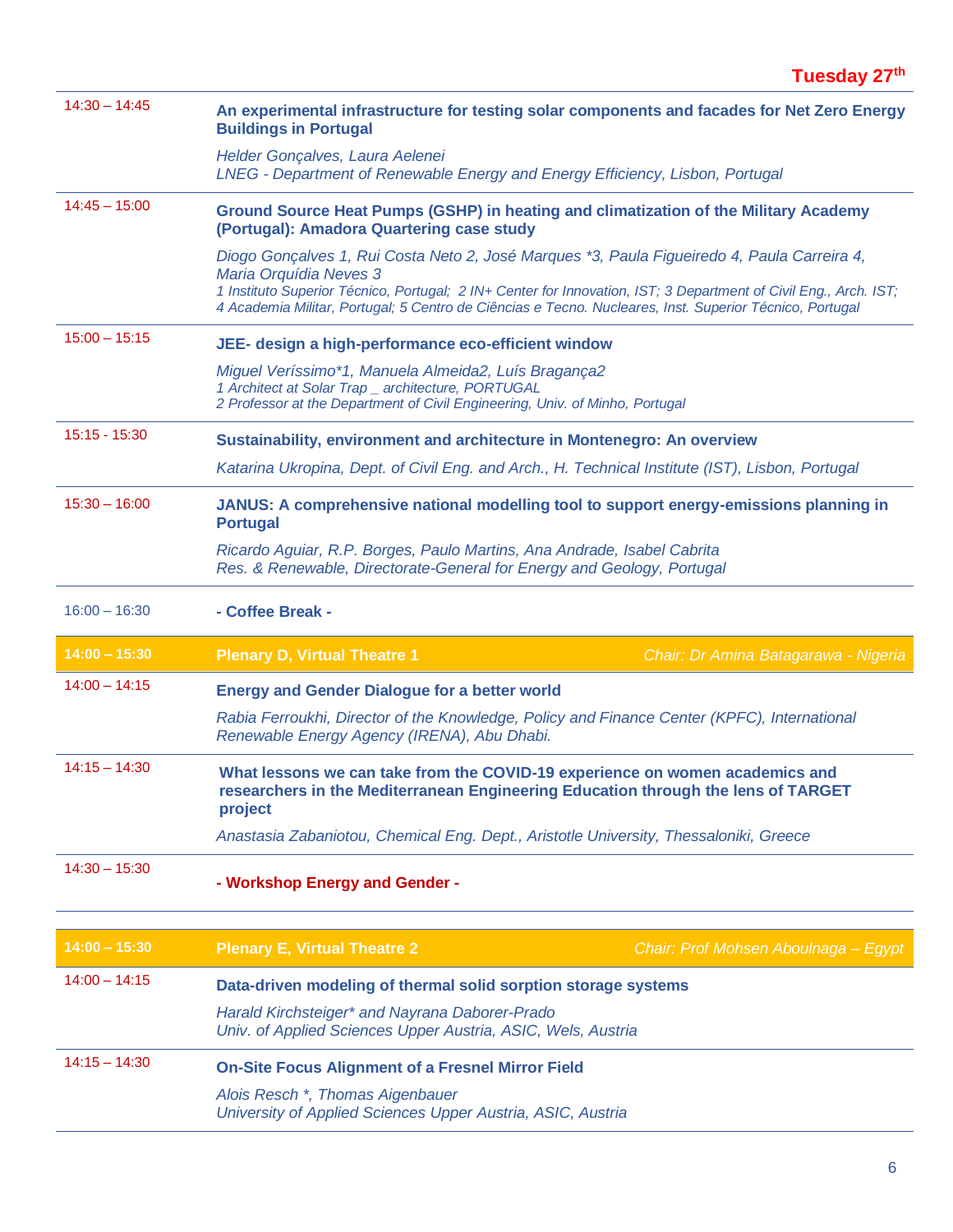**Tuesday 27th**

| | |
|---|---|
| 14:30 – 14:45 | **An experimental infrastructure for testing solar components and facades for Net Zero Energy Buildings in Portugal**<br>*Helder Gonçalves, Laura Aelenei*<br>*LNEG - Department of Renewable Energy and Energy Efficiency, Lisbon, Portugal* |
| 14:45 – 15:00 | **Ground Source Heat Pumps (GSHP) in heating and climatization of the Military Academy (Portugal): Amadora Quartering case study**<br>*Diogo Gonçalves 1, Rui Costa Neto 2, José Marques *3, Paula Figueiredo 4, Paula Carreira 4, Maria Orquídia Neves 3*<br>*1 Instituto Superior Técnico, Portugal; 2 IN+ Center for Innovation, IST; 3 Department of Civil Eng., Arch. IST; 4 Academia Militar, Portugal; 5 Centro de Ciências e Tecno. Nucleares, Inst. Superior Técnico, Portugal* |
| 15:00 – 15:15 | **JEE- design a high-performance eco-efficient window**<br>*Miguel Veríssimo*1, Manuela Almeida2, Luís Bragança2*<br>*1 Architect at Solar Trap _ architecture, PORTUGAL*<br>*2 Professor at the Department of Civil Engineering, Univ. of Minho, Portugal* |
| 15:15 - 15:30 | **Sustainability, environment and architecture in Montenegro: An overview**<br>*Katarina Ukropina, Dept. of Civil Eng. and Arch., H. Technical Institute (IST), Lisbon, Portugal* |
| 15:30 – 16:00 | **JANUS: A comprehensive national modelling tool to support energy-emissions planning in Portugal**<br>*Ricardo Aguiar, R.P. Borges, Paulo Martins, Ana Andrade, Isabel Cabrita*<br>*Res. & Renewable, Directorate-General for Energy and Geology, Portugal* |
| 16:00 – 16:30 | **- Coffee Break -** |

| | | |
|---|---|---|
| **14:00 – 15:30** | **Plenary D, Virtual Theatre 1** | *Chair: Dr Amina Batagarawa - Nigeria* |
| 14:00 – 14:15 | **Energy and Gender Dialogue for a better world**<br>*Rabia Ferroukhi, Director of the Knowledge, Policy and Finance Center (KPFC), International Renewable Energy Agency (IRENA), Abu Dhabi.* | |
| 14:15 – 14:30 | **What lessons we can take from the COVID-19 experience on women academics and researchers in the Mediterranean Engineering Education through the lens of TARGET project**<br>*Anastasia Zabaniotou, Chemical Eng. Dept., Aristotle University, Thessaloniki, Greece* | |
| 14:30 – 15:30 | **- Workshop Energy and Gender -** | |

| | | |
|---|---|---|
| **14:00 – 15:30** | **Plenary E, Virtual Theatre 2** | *Chair: Prof Mohsen Aboulnaga – Egypt* |
| 14:00 – 14:15 | **Data-driven modeling of thermal solid sorption storage systems**<br>*Harald Kirchsteiger* and Nayrana Daborer-Prado*<br>*Univ. of Applied Sciences Upper Austria, ASIC, Wels, Austria* | |
| 14:15 – 14:30 | **On-Site Focus Alignment of a Fresnel Mirror Field**<br>*Alois Resch *, Thomas Aigenbauer*<br>*University of Applied Sciences Upper Austria, ASIC, Austria* | |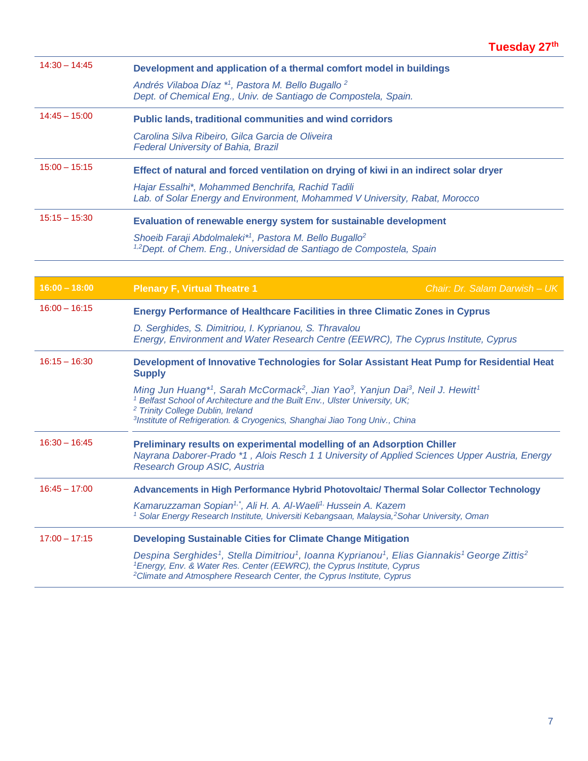**Tuesday 27th**

| | |
|---|---|
| 14:30 – 14:45 | **Development and application of a thermal comfort model in buildings**<br>*Andrés Vilaboa Díaz *[1], Pastora M. Bello Bugallo [2]*<br>*Dept. of Chemical Eng., Univ. de Santiago de Compostela, Spain.* |
| 14:45 – 15:00 | **Public lands, traditional communities and wind corridors**<br>*Carolina Silva Ribeiro, Gilca Garcia de Oliveira*<br>*Federal University of Bahia, Brazil* |
| 15:00 – 15:15 | **Effect of natural and forced ventilation on drying of kiwi in an indirect solar dryer**<br>*Hajar Essalhi*, Mohammed Benchrifa, Rachid Tadili*<br>*Lab. of Solar Energy and Environment, Mohammed V University, Rabat, Morocco* |
| 15:15 – 15:30 | **Evaluation of renewable energy system for sustainable development**<br>*Shoeib Faraji Abdolmaleki*[1], Pastora M. Bello Bugallo[2]*<br>*[1,2]Dept. of Chem. Eng., Universidad de Santiago de Compostela, Spain* |

| **16:00 – 18:00** | **Plenary F, Virtual Theatre 1** — *Chair: Dr. Salam Darwish – UK* |
|---|---|
| 16:00 – 16:15 | **Energy Performance of Healthcare Facilities in three Climatic Zones in Cyprus**<br>*D. Serghides, S. Dimitriou, I. Kyprianou, S. Thravalou*<br>*Energy, Environment and Water Research Centre (EEWRC), The Cyprus Institute, Cyprus* |
| 16:15 – 16:30 | **Development of Innovative Technologies for Solar Assistant Heat Pump for Residential Heat Supply**<br>*Ming Jun Huang*[1], Sarah McCormack[2], Jian Yao[3], Yanjun Dai[3], Neil J. Hewitt[1]*<br>*[1] Belfast School of Architecture and the Built Env., Ulster University, UK;*<br>*[2] Trinity College Dublin, Ireland*<br>*[3]Institute of Refrigeration. & Cryogenics, Shanghai Jiao Tong Univ., China* |
| 16:30 – 16:45 | **Preliminary results on experimental modelling of an Adsorption Chiller**<br>*Nayrana Daborer-Prado *1 , Alois Resch 1 1 University of Applied Sciences Upper Austria, Energy Research Group ASIC, Austria* |
| 16:45 – 17:00 | **Advancements in High Performance Hybrid Photovoltaic/ Thermal Solar Collector Technology**<br>*Kamaruzzaman Sopian[1,*], Ali H. A. Al-Waeli[1,] Hussein A. Kazem*<br>*[1] Solar Energy Research Institute, Universiti Kebangsaan, Malaysia,[2]Sohar University, Oman* |
| 17:00 – 17:15 | **Developing Sustainable Cities for Climate Change Mitigation**<br>*Despina Serghides[1], Stella Dimitriou[1], Ioanna Kyprianou[1], Elias Giannakis[1] George Zittis[2]*<br>*[1]Energy, Env. & Water Res. Center (EEWRC), the Cyprus Institute, Cyprus*<br>*[2]Climate and Atmosphere Research Center, the Cyprus Institute, Cyprus* |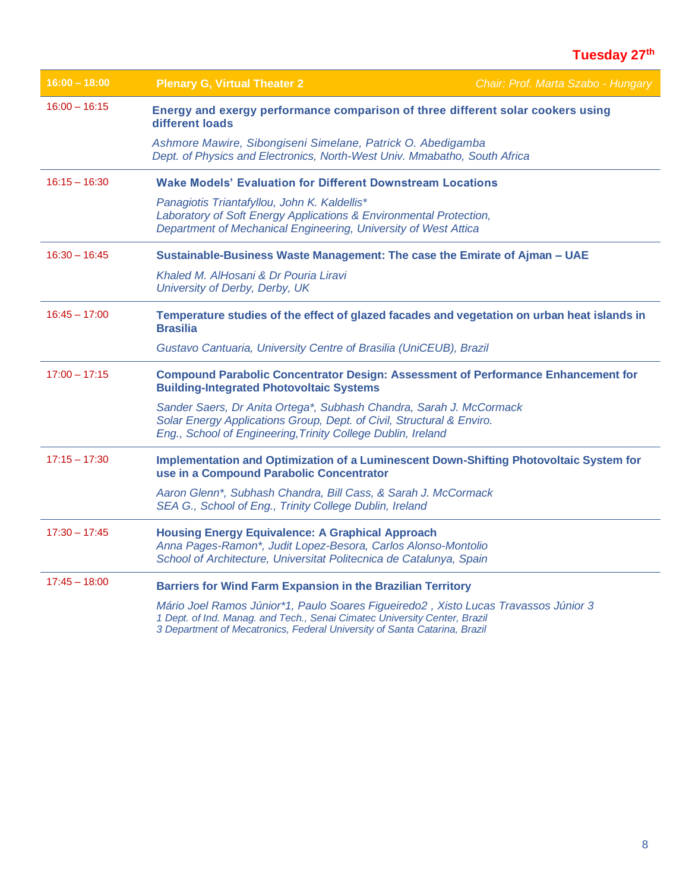**Tuesday 27th**

| 16:00 – 18:00 | Plenary G, Virtual Theater 2 | *Chair: Prof. Marta Szabo - Hungary* |
|---|---|---|
| 16:00 – 16:15 | **Energy and exergy performance comparison of three different solar cookers using different loads**<br>*Ashmore Mawire, Sibongiseni Simelane, Patrick O. Abedigamba*<br>*Dept. of Physics and Electronics, North-West Univ. Mmabatho, South Africa* | |
| 16:15 – 16:30 | **Wake Models' Evaluation for Different Downstream Locations**<br>*Panagiotis Triantafyllou, John K. Kaldellis\**<br>*Laboratory of Soft Energy Applications & Environmental Protection,*<br>*Department of Mechanical Engineering, University of West Attica* | |
| 16:30 – 16:45 | **Sustainable-Business Waste Management: The case the Emirate of Ajman – UAE**<br>*Khaled M. AlHosani & Dr Pouria Liravi*<br>*University of Derby, Derby, UK* | |
| 16:45 – 17:00 | **Temperature studies of the effect of glazed facades and vegetation on urban heat islands in Brasilia**<br>*Gustavo Cantuaria, University Centre of Brasilia (UniCEUB), Brazil* | |
| 17:00 – 17:15 | **Compound Parabolic Concentrator Design: Assessment of Performance Enhancement for Building-Integrated Photovoltaic Systems**<br>*Sander Saers, Dr Anita Ortega\*, Subhash Chandra, Sarah J. McCormack*<br>*Solar Energy Applications Group, Dept. of Civil, Structural & Enviro.*<br>*Eng., School of Engineering,Trinity College Dublin, Ireland* | |
| 17:15 – 17:30 | **Implementation and Optimization of a Luminescent Down-Shifting Photovoltaic System for use in a Compound Parabolic Concentrator**<br>*Aaron Glenn\*, Subhash Chandra, Bill Cass, & Sarah J. McCormack*<br>*SEA G., School of Eng., Trinity College Dublin, Ireland* | |
| 17:30 – 17:45 | **Housing Energy Equivalence: A Graphical Approach**<br>*Anna Pages-Ramon\*, Judit Lopez-Besora, Carlos Alonso-Montolio*<br>*School of Architecture, Universitat Politecnica de Catalunya, Spain* | |
| 17:45 – 18:00 | **Barriers for Wind Farm Expansion in the Brazilian Territory**<br>*Mário Joel Ramos Júnior\*1, Paulo Soares Figueiredo2 , Xisto Lucas Travassos Júnior 3*<br>*1 Dept. of Ind. Manag. and Tech., Senai Cimatec University Center, Brazil*<br>*3 Department of Mecatronics, Federal University of Santa Catarina, Brazil* | |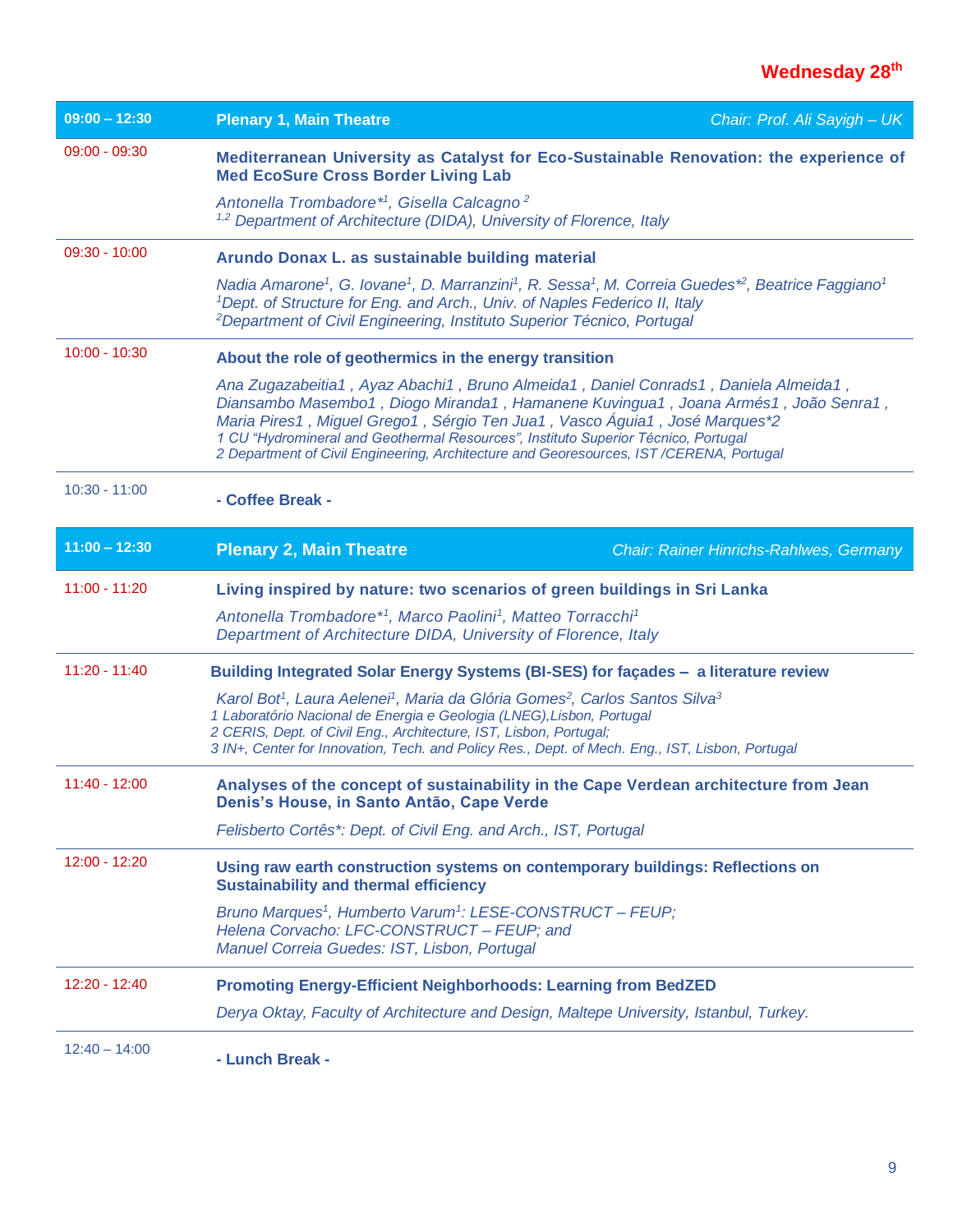## Wednesday 28th

| 09:00 – 12:30 | **Plenary 1, Main Theatre** — *Chair: Prof. Ali Sayigh – UK* |
|---|---|
| 09:00 - 09:30 | **Mediterranean University as Catalyst for Eco-Sustainable Renovation: the experience of Med EcoSure Cross Border Living Lab**<br>*Antonella Trombadore*[1], Gisella Calcagno [2]*<br>*[1,2] Department of Architecture (DIDA), University of Florence, Italy* |
| 09:30 - 10:00 | **Arundo Donax L. as sustainable building material**<br>*Nadia Amarone[1], G. Iovane[1], D. Marranzini[1], R. Sessa[1], M. Correia Guedes*[2], Beatrice Faggiano[1]*<br>*[1]Dept. of Structure for Eng. and Arch., Univ. of Naples Federico II, Italy*<br>*[2]Department of Civil Engineering, Instituto Superior Técnico, Portugal* |
| 10:00 - 10:30 | **About the role of geothermics in the energy transition**<br>*Ana Zugazabeitia1 , Ayaz Abachi1 , Bruno Almeida1 , Daniel Conrads1 , Daniela Almeida1 , Diansambo Masembo1 , Diogo Miranda1 , Hamanene Kuvingua1 , Joana Armés1 , João Senra1 , Maria Pires1 , Miguel Grego1 , Sérgio Ten Jua1 , Vasco Águia1 , José Marques*2*<br>*1 CU "Hydromineral and Geothermal Resources", Instituto Superior Técnico, Portugal*<br>*2 Department of Civil Engineering, Architecture and Georesources, IST /CERENA, Portugal* |
| 10:30 - 11:00 | **- Coffee Break -** |
| 11:00 – 12:30 | **Plenary 2, Main Theatre** — *Chair: Rainer Hinrichs-Rahlwes, Germany* |
| 11:00 - 11:20 | **Living inspired by nature: two scenarios of green buildings in Sri Lanka**<br>*Antonella Trombadore*[1], Marco Paolini[1], Matteo Torracchi[1]*<br>*Department of Architecture DIDA, University of Florence, Italy* |
| 11:20 - 11:40 | **Building Integrated Solar Energy Systems (BI-SES) for façades – a literature review**<br>*Karol Bot[1], Laura Aelenei[1], Maria da Glória Gomes[2], Carlos Santos Silva[3]*<br>*1 Laboratório Nacional de Energia e Geologia (LNEG),Lisbon, Portugal*<br>*2 CERIS, Dept. of Civil Eng., Architecture, IST, Lisbon, Portugal;*<br>*3 IN+, Center for Innovation, Tech. and Policy Res., Dept. of Mech. Eng., IST, Lisbon, Portugal* |
| 11:40 - 12:00 | **Analyses of the concept of sustainability in the Cape Verdean architecture from Jean Denis's House, in Santo Antão, Cape Verde**<br>*Felisberto Cortês*: Dept. of Civil Eng. and Arch., IST, Portugal* |
| 12:00 - 12:20 | **Using raw earth construction systems on contemporary buildings: Reflections on Sustainability and thermal efficiency**<br>*Bruno Marques[1], Humberto Varum[1]: LESE-CONSTRUCT – FEUP;*<br>*Helena Corvacho: LFC-CONSTRUCT – FEUP; and*<br>*Manuel Correia Guedes: IST, Lisbon, Portugal* |
| 12:20 - 12:40 | **Promoting Energy-Efficient Neighborhoods: Learning from BedZED**<br>*Derya Oktay, Faculty of Architecture and Design, Maltepe University, Istanbul, Turkey.* |
| 12:40 – 14:00 | **- Lunch Break -** |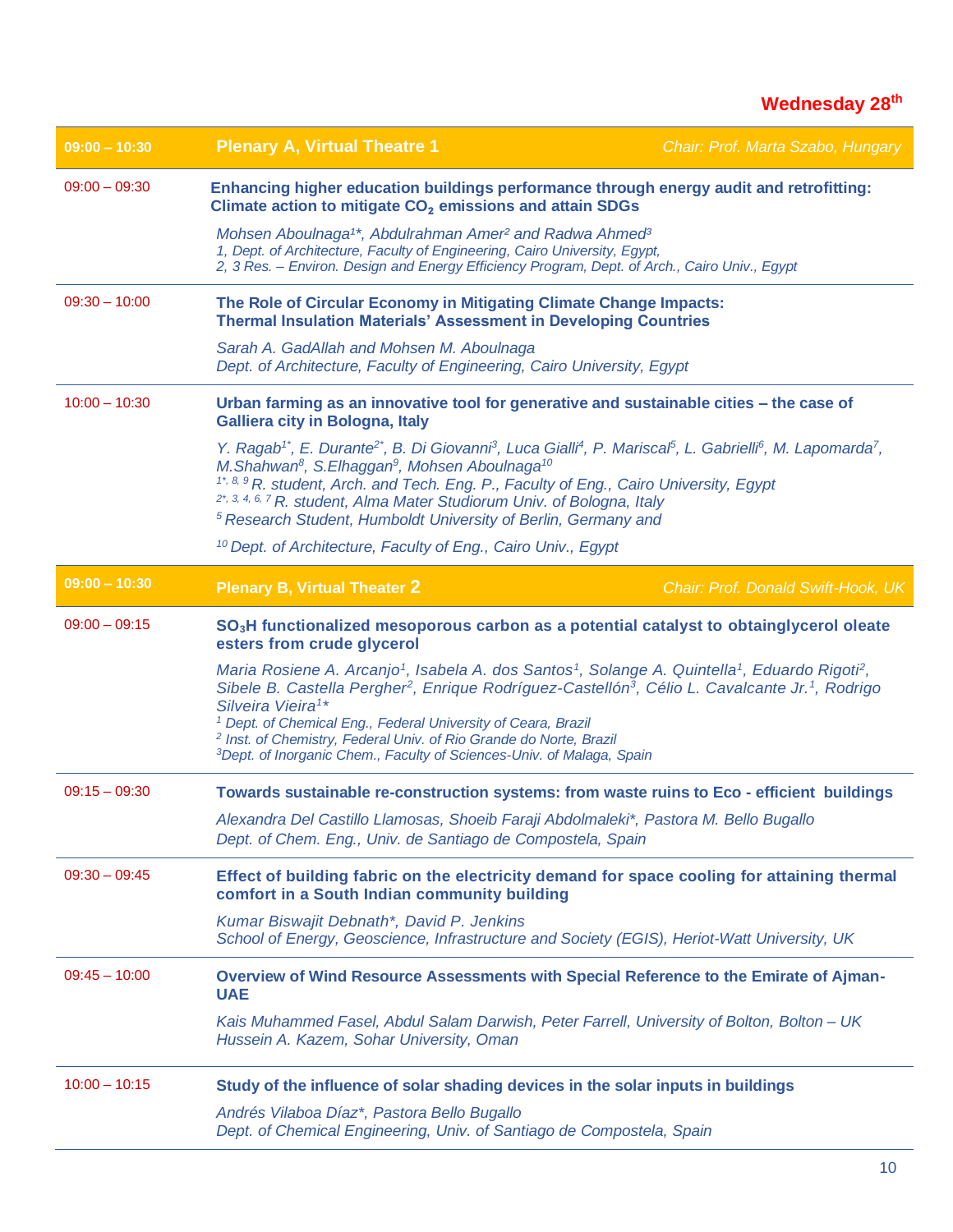**Wednesday 28th**

| 09:00 – 10:30 | **Plenary A, Virtual Theatre 1** | *Chair: Prof. Marta Szabo, Hungary* |
|---|---|---|

**09:00 – 09:30**

**Enhancing higher education buildings performance through energy audit and retrofitting: Climate action to mitigate $CO_2$ emissions and attain SDGs**

*Mohsen Aboulnaga[1]*, Abdulrahman Amer[2] and Radwa Ahmed[3]*
*1, Dept. of Architecture, Faculty of Engineering, Cairo University, Egypt,*
*2, 3 Res. – Environ. Design and Energy Efficiency Program, Dept. of Arch., Cairo Univ., Egypt*

**09:30 – 10:00**

**The Role of Circular Economy in Mitigating Climate Change Impacts: Thermal Insulation Materials' Assessment in Developing Countries**

*Sarah A. GadAllah and Mohsen M. Aboulnaga*
*Dept. of Architecture, Faculty of Engineering, Cairo University, Egypt*

**10:00 – 10:30**

**Urban farming as an innovative tool for generative and sustainable cities – the case of Galliera city in Bologna, Italy**

*Y. Ragab[1*], E. Durante[2*], B. Di Giovanni[3], Luca Gialli[4], P. Mariscal[5], L. Gabrielli[6], M. Lapomarda[7], M.Shahwan[8], S.Elhaggan[9], Mohsen Aboulnaga[10]*
*[1*, 8, 9] R. student, Arch. and Tech. Eng. P., Faculty of Eng., Cairo University, Egypt*
*[2*, 3, 4, 6, 7] R. student, Alma Mater Studiorum Univ. of Bologna, Italy*
*[5] Research Student, Humboldt University of Berlin, Germany and*

*[10] Dept. of Architecture, Faculty of Eng., Cairo Univ., Egypt*

| 09:00 – 10:30 | **Plenary B, Virtual Theater 2** | *Chair: Prof. Donald Swift-Hook, UK* |
|---|---|---|

**09:00 – 09:15**

**$SO_3H$ functionalized mesoporous carbon as a potential catalyst to obtainglycerol oleate esters from crude glycerol**

*Maria Rosiene A. Arcanjo[1], Isabela A. dos Santos[1], Solange A. Quintella[1], Eduardo Rigoti[2], Sibele B. Castella Pergher[2], Enrique Rodríguez-Castellón[3], Célio L. Cavalcante Jr.[1], Rodrigo Silveira Vieira[1]*
*[1] Dept. of Chemical Eng., Federal University of Ceara, Brazil*
*[2] Inst. of Chemistry, Federal Univ. of Rio Grande do Norte, Brazil*
*[3]Dept. of Inorganic Chem., Faculty of Sciences-Univ. of Malaga, Spain*

**09:15 – 09:30**

**Towards sustainable re-construction systems: from waste ruins to Eco - efficient buildings**

*Alexandra Del Castillo Llamosas, Shoeib Faraji Abdolmaleki*, Pastora M. Bello Bugallo*
*Dept. of Chem. Eng., Univ. de Santiago de Compostela, Spain*

**09:30 – 09:45**

**Effect of building fabric on the electricity demand for space cooling for attaining thermal comfort in a South Indian community building**

*Kumar Biswajit Debnath*, David P. Jenkins*
*School of Energy, Geoscience, Infrastructure and Society (EGIS), Heriot-Watt University, UK*

**09:45 – 10:00**

**Overview of Wind Resource Assessments with Special Reference to the Emirate of Ajman-UAE**

*Kais Muhammed Fasel, Abdul Salam Darwish, Peter Farrell, University of Bolton, Bolton – UK*
*Hussein A. Kazem, Sohar University, Oman*

**10:00 – 10:15**

**Study of the influence of solar shading devices in the solar inputs in buildings**

*Andrés Vilaboa Díaz*, Pastora Bello Bugallo*
*Dept. of Chemical Engineering, Univ. of Santiago de Compostela, Spain*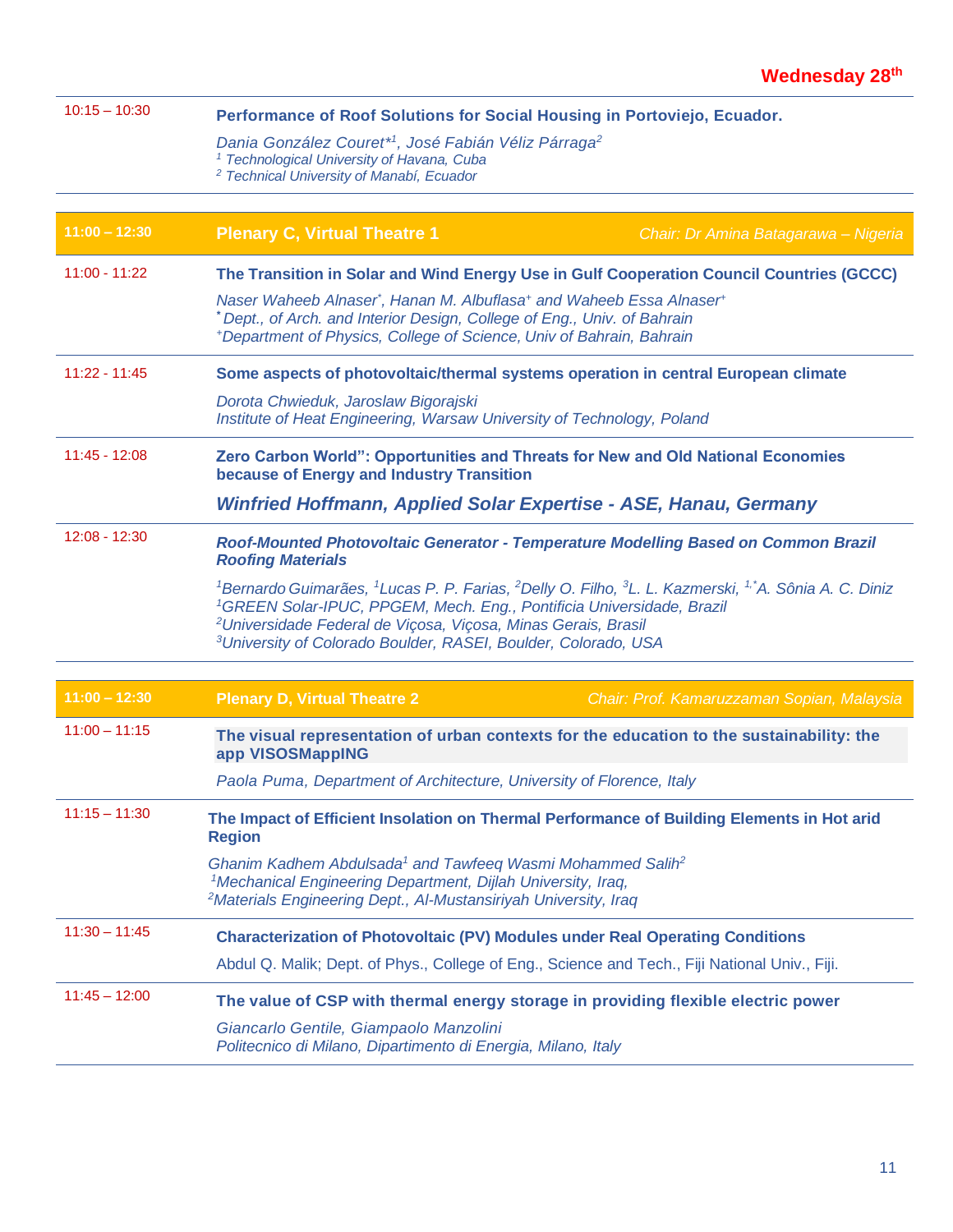**Wednesday 28th**

| | |
|---|---|
| 10:15 – 10:30 | **Performance of Roof Solutions for Social Housing in Portoviejo, Ecuador.**<br>*Dania González Couret*[1], José Fabián Véliz Párraga[2]*<br>*[1] Technological University of Havana, Cuba*<br>*[2] Technical University of Manabí, Ecuador* |

| **11:00 – 12:30** | **Plenary C, Virtual Theatre 1** — *Chair: Dr Amina Batagarawa – Nigeria* |
|---|---|
| 11:00 - 11:22 | **The Transition in Solar and Wind Energy Use in Gulf Cooperation Council Countries (GCCC)**<br>*Naser Waheeb Alnaser*, Hanan M. Albuflasa+ and Waheeb Essa Alnaser+*<br>*\* Dept., of Arch. and Interior Design, College of Eng., Univ. of Bahrain*<br>*+Department of Physics, College of Science, Univ of Bahrain, Bahrain* |
| 11:22 - 11:45 | **Some aspects of photovoltaic/thermal systems operation in central European climate**<br>*Dorota Chwieduk, Jaroslaw Bigorajski*<br>*Institute of Heat Engineering, Warsaw University of Technology, Poland* |
| 11:45 - 12:08 | **Zero Carbon World": Opportunities and Threats for New and Old National Economies because of Energy and Industry Transition**<br>***Winfried Hoffmann, Applied Solar Expertise - ASE, Hanau, Germany*** |
| 12:08 - 12:30 | ***Roof-Mounted Photovoltaic Generator - Temperature Modelling Based on Common Brazil Roofing Materials***<br>*[1]Bernardo Guimarães, [1]Lucas P. P. Farias, [2]Delly O. Filho, [3]L. L. Kazmerski, [1,*]A. Sônia A. C. Diniz*<br>*[1]GREEN Solar-IPUC, PPGEM, Mech. Eng., Pontificia Universidade, Brazil*<br>*[2]Universidade Federal de Viçosa, Viçosa, Minas Gerais, Brasil*<br>*[3]University of Colorado Boulder, RASEI, Boulder, Colorado, USA* |

| **11:00 – 12:30** | **Plenary D, Virtual Theatre 2** — *Chair: Prof. Kamaruzzaman Sopian, Malaysia* |
|---|---|
| 11:00 – 11:15 | **The visual representation of urban contexts for the education to the sustainability: the app VISOSMappING**<br>*Paola Puma, Department of Architecture, University of Florence, Italy* |
| 11:15 – 11:30 | **The Impact of Efficient Insolation on Thermal Performance of Building Elements in Hot arid Region**<br>*Ghanim Kadhem Abdulsada[1] and Tawfeeq Wasmi Mohammed Salih[2]*<br>*[1]Mechanical Engineering Department, Dijlah University, Iraq,*<br>*[2]Materials Engineering Dept., Al-Mustansiriyah University, Iraq* |
| 11:30 – 11:45 | **Characterization of Photovoltaic (PV) Modules under Real Operating Conditions**<br>Abdul Q. Malik; Dept. of Phys., College of Eng., Science and Tech., Fiji National Univ., Fiji. |
| 11:45 – 12:00 | **The value of CSP with thermal energy storage in providing flexible electric power**<br>*Giancarlo Gentile, Giampaolo Manzolini*<br>*Politecnico di Milano, Dipartimento di Energia, Milano, Italy* |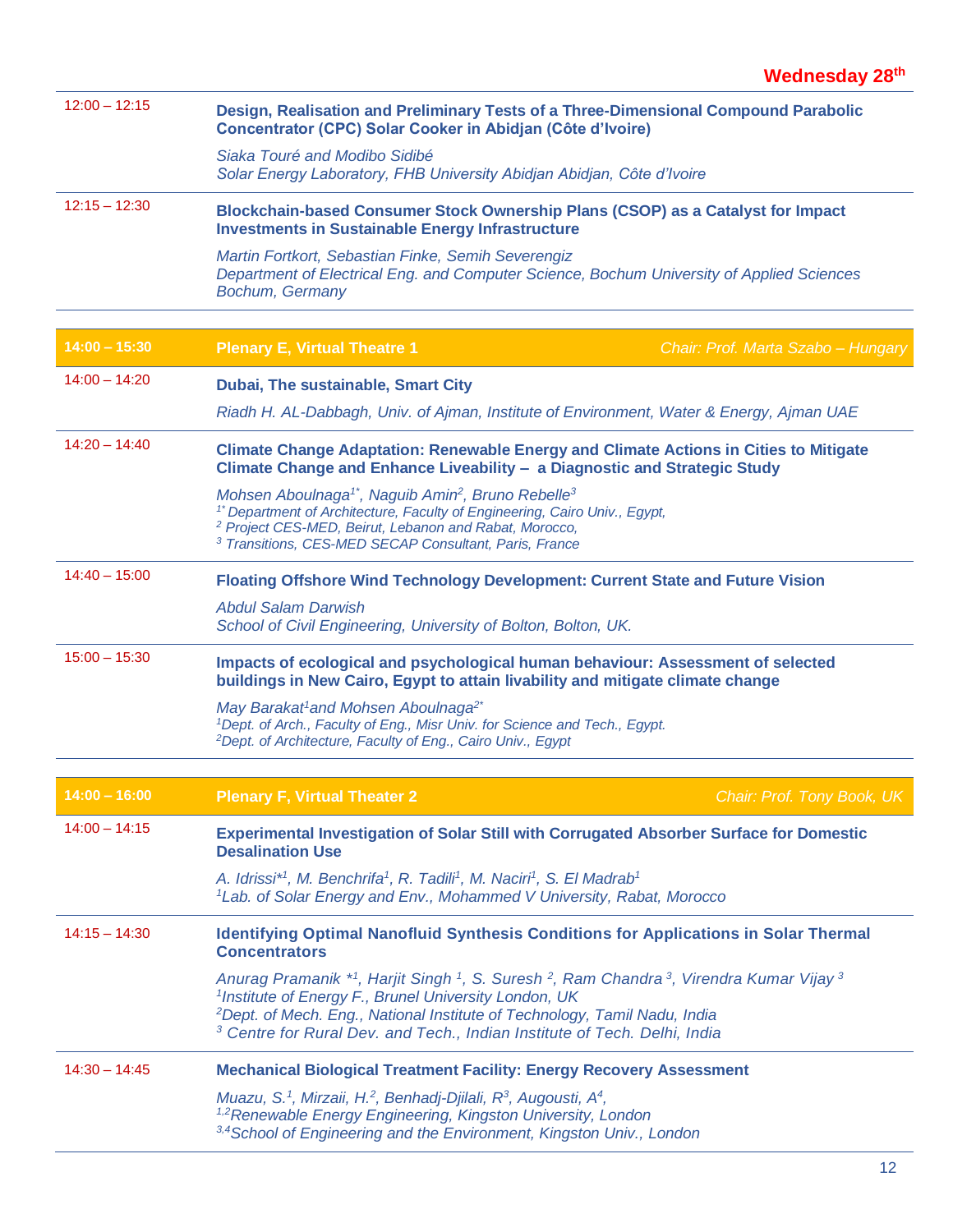**Wednesday 28th**

| | |
|---|---|
| 12:00 – 12:15 | **Design, Realisation and Preliminary Tests of a Three-Dimensional Compound Parabolic Concentrator (CPC) Solar Cooker in Abidjan (Côte d'Ivoire)**<br><br>*Siaka Touré and Modibo Sidibé*<br>*Solar Energy Laboratory, FHB University Abidjan Abidjan, Côte d'Ivoire* |
| 12:15 – 12:30 | **Blockchain-based Consumer Stock Ownership Plans (CSOP) as a Catalyst for Impact Investments in Sustainable Energy Infrastructure**<br><br>*Martin Fortkort, Sebastian Finke, Semih Severengiz*<br>*Department of Electrical Eng. and Computer Science, Bochum University of Applied Sciences Bochum, Germany* |

| **14:00 – 15:30** | **Plenary E, Virtual Theatre 1** — *Chair: Prof. Marta Szabo – Hungary* |
|---|---|
| 14:00 – 14:20 | **Dubai, The sustainable, Smart City**<br><br>*Riadh H. AL-Dabbagh, Univ. of Ajman, Institute of Environment, Water & Energy, Ajman UAE* |
| 14:20 – 14:40 | **Climate Change Adaptation: Renewable Energy and Climate Actions in Cities to Mitigate Climate Change and Enhance Liveability – a Diagnostic and Strategic Study**<br><br>*Mohsen Aboulnaga[1\*], Naguib Amin[2], Bruno Rebelle[3]*<br>*[1\*] Department of Architecture, Faculty of Engineering, Cairo Univ., Egypt,*<br>*[2] Project CES-MED, Beirut, Lebanon and Rabat, Morocco,*<br>*[3] Transitions, CES-MED SECAP Consultant, Paris, France* |
| 14:40 – 15:00 | **Floating Offshore Wind Technology Development: Current State and Future Vision**<br><br>*Abdul Salam Darwish*<br>*School of Civil Engineering, University of Bolton, Bolton, UK.* |
| 15:00 – 15:30 | **Impacts of ecological and psychological human behaviour: Assessment of selected buildings in New Cairo, Egypt to attain livability and mitigate climate change**<br><br>*May Barakat[1] and Mohsen Aboulnaga[2\*]*<br>*[1]Dept. of Arch., Faculty of Eng., Misr Univ. for Science and Tech., Egypt.*<br>*[2]Dept. of Architecture, Faculty of Eng., Cairo Univ., Egypt* |

| **14:00 – 16:00** | **Plenary F, Virtual Theater 2** — *Chair: Prof. Tony Book, UK* |
|---|---|
| 14:00 – 14:15 | **Experimental Investigation of Solar Still with Corrugated Absorber Surface for Domestic Desalination Use**<br><br>*A. Idrissi\*[1], M. Benchrifa[1], R. Tadili[1], M. Naciri[1], S. El Madrab[1]*<br>*[1]Lab. of Solar Energy and Env., Mohammed V University, Rabat, Morocco* |
| 14:15 – 14:30 | **Identifying Optimal Nanofluid Synthesis Conditions for Applications in Solar Thermal Concentrators**<br><br>*Anurag Pramanik \*[1], Harjit Singh [1], S. Suresh [2], Ram Chandra [3], Virendra Kumar Vijay [3]*<br>*[1]Institute of Energy F., Brunel University London, UK*<br>*[2]Dept. of Mech. Eng., National Institute of Technology, Tamil Nadu, India*<br>*[3] Centre for Rural Dev. and Tech., Indian Institute of Tech. Delhi, India* |
| 14:30 – 14:45 | **Mechanical Biological Treatment Facility: Energy Recovery Assessment**<br><br>*Muazu, S.[1], Mirzaii, H.[2], Benhadj-Djilali, R[3], Augousti, A[4],*<br>*[1,2]Renewable Energy Engineering, Kingston University, London*<br>*[3,4]School of Engineering and the Environment, Kingston Univ., London* |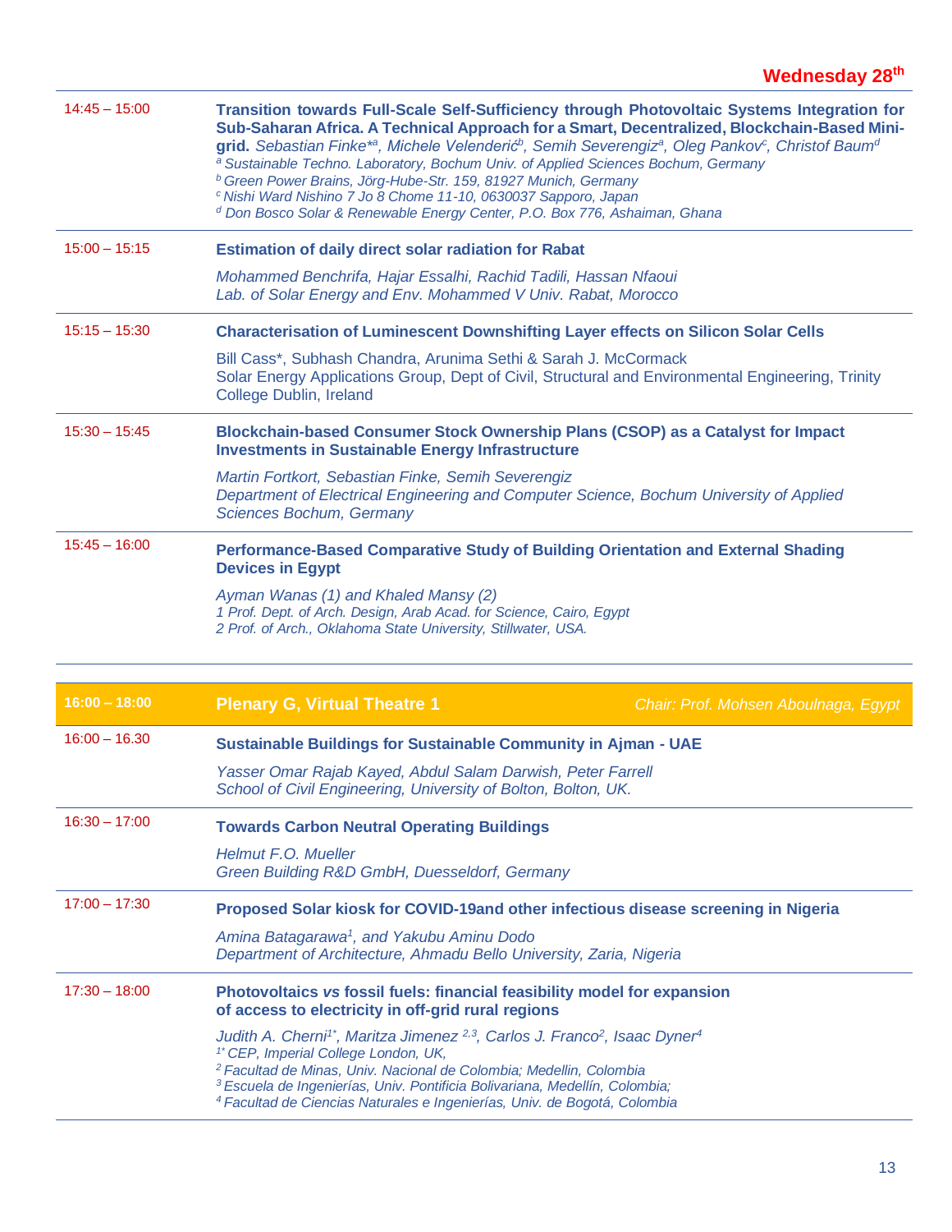## Wednesday 28th

| Time | Session |
|---|---|
| 14:45 – 15:00 | **Transition towards Full-Scale Self-Sufficiency through Photovoltaic Systems Integration for Sub-Saharan Africa. A Technical Approach for a Smart, Decentralized, Blockchain-Based Mini-grid.** *Sebastian Finke*[*a], Michele Velenderić[b], Semih Severengiz[a], Oleg Pankov[c], Christof Baum[d]*<br>*[a] Sustainable Techno. Laboratory, Bochum Univ. of Applied Sciences Bochum, Germany*<br>*[b] Green Power Brains, Jörg-Hube-Str. 159, 81927 Munich, Germany*<br>*[c] Nishi Ward Nishino 7 Jo 8 Chome 11-10, 0630037 Sapporo, Japan*<br>*[d] Don Bosco Solar & Renewable Energy Center, P.O. Box 776, Ashaiman, Ghana* |
| 15:00 – 15:15 | **Estimation of daily direct solar radiation for Rabat**<br>*Mohammed Benchrifa, Hajar Essalhi, Rachid Tadili, Hassan Nfaoui*<br>*Lab. of Solar Energy and Env. Mohammed V Univ. Rabat, Morocco* |
| 15:15 – 15:30 | **Characterisation of Luminescent Downshifting Layer effects on Silicon Solar Cells**<br>Bill Cass*, Subhash Chandra, Arunima Sethi & Sarah J. McCormack<br>Solar Energy Applications Group, Dept of Civil, Structural and Environmental Engineering, Trinity College Dublin, Ireland |
| 15:30 – 15:45 | **Blockchain-based Consumer Stock Ownership Plans (CSOP) as a Catalyst for Impact Investments in Sustainable Energy Infrastructure**<br>*Martin Fortkort, Sebastian Finke, Semih Severengiz*<br>*Department of Electrical Engineering and Computer Science, Bochum University of Applied Sciences Bochum, Germany* |
| 15:45 – 16:00 | **Performance-Based Comparative Study of Building Orientation and External Shading Devices in Egypt**<br>*Ayman Wanas (1) and Khaled Mansy (2)*<br>*1 Prof. Dept. of Arch. Design, Arab Acad. for Science, Cairo, Egypt*<br>*2 Prof. of Arch., Oklahoma State University, Stillwater, USA.* |

| 16:00 – 18:00 | **Plenary G, Virtual Theatre 1** — *Chair: Prof. Mohsen Aboulnaga, Egypt* |
|---|---|
| 16:00 – 16.30 | **Sustainable Buildings for Sustainable Community in Ajman - UAE**<br>*Yasser Omar Rajab Kayed, Abdul Salam Darwish, Peter Farrell*<br>*School of Civil Engineering, University of Bolton, Bolton, UK.* |
| 16:30 – 17:00 | **Towards Carbon Neutral Operating Buildings**<br>*Helmut F.O. Mueller*<br>*Green Building R&D GmbH, Duesseldorf, Germany* |
| 17:00 – 17:30 | **Proposed Solar kiosk for COVID-19and other infectious disease screening in Nigeria**<br>*Amina Batagarawa[1], and Yakubu Aminu Dodo*<br>*Department of Architecture, Ahmadu Bello University, Zaria, Nigeria* |
| 17:30 – 18:00 | **Photovoltaics *vs* fossil fuels: financial feasibility model for expansion of access to electricity in off-grid rural regions**<br>*Judith A. Cherni[1*], Maritza Jimenez [2,3], Carlos J. Franco[2], Isaac Dyner[4]*<br>*[1*] CEP, Imperial College London, UK,*<br>*[2] Facultad de Minas, Univ. Nacional de Colombia; Medellin, Colombia*<br>*[3] Escuela de Ingenierías, Univ. Pontificia Bolivariana, Medellín, Colombia;*<br>*[4] Facultad de Ciencias Naturales e Ingenierías, Univ. de Bogotá, Colombia* |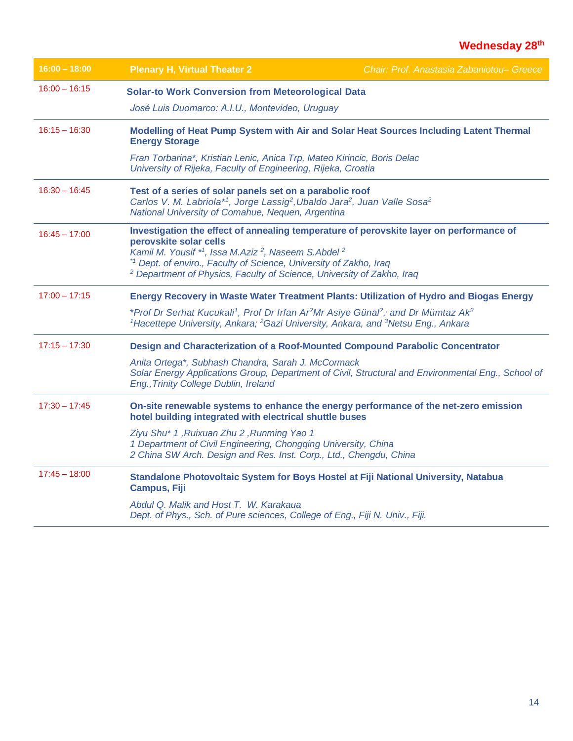**Wednesday 28th**

| 16:00 – 18:00 | Plenary H, Virtual Theater 2 — *Chair: Prof. Anastasia Zabaniotou– Greece* |
|---|---|
| 16:00 – 16:15 | **Solar-to Work Conversion from Meteorological Data**<br>*José Luis Duomarco: A.I.U., Montevideo, Uruguay* |
| 16:15 – 16:30 | **Modelling of Heat Pump System with Air and Solar Heat Sources Including Latent Thermal Energy Storage**<br>*Fran Torbarina*, Kristian Lenic, Anica Trp, Mateo Kirincic, Boris Delac*<br>*University of Rijeka, Faculty of Engineering, Rijeka, Croatia* |
| 16:30 – 16:45 | **Test of a series of solar panels set on a parabolic roof**<br>*Carlos V. M. Labriola*[1], Jorge Lassig[2], Ubaldo Jara[2], Juan Valle Sosa[2]*<br>*National University of Comahue, Nequen, Argentina* |
| 16:45 – 17:00 | **Investigation the effect of annealing temperature of perovskite layer on performance of perovskite solar cells**<br>*Kamil M. Yousif *[1], Issa M.Aziz [2], Naseem S.Abdel [2]*<br>*[*1] Dept. of enviro., Faculty of Science, University of Zakho, Iraq*<br>*[2] Department of Physics, Faculty of Science, University of Zakho, Iraq* |
| 17:00 – 17:15 | **Energy Recovery in Waste Water Treatment Plants: Utilization of Hydro and Biogas Energy**<br>*\*Prof Dr Serhat Kucukali[1], Prof Dr Irfan Ar[2]Mr Asiye Günal[2], and Dr Mümtaz Ak[3]*<br>*[1]Hacettepe University, Ankara; [2]Gazi University, Ankara, and [3]Netsu Eng., Ankara* |
| 17:15 – 17:30 | **Design and Characterization of a Roof-Mounted Compound Parabolic Concentrator**<br>*Anita Ortega*, Subhash Chandra, Sarah J. McCormack*<br>*Solar Energy Applications Group, Department of Civil, Structural and Environmental Eng., School of Eng.,Trinity College Dublin, Ireland* |
| 17:30 – 17:45 | **On-site renewable systems to enhance the energy performance of the net-zero emission hotel building integrated with electrical shuttle buses**<br>*Ziyu Shu* 1 ,Ruixuan Zhu 2 ,Runming Yao 1*<br>*1 Department of Civil Engineering, Chongqing University, China*<br>*2 China SW Arch. Design and Res. Inst. Corp., Ltd., Chengdu, China* |
| 17:45 – 18:00 | **Standalone Photovoltaic System for Boys Hostel at Fiji National University, Natabua Campus, Fiji**<br>*Abdul Q. Malik and Host T. W. Karakaua*<br>*Dept. of Phys., Sch. of Pure sciences, College of Eng., Fiji N. Univ., Fiji.* |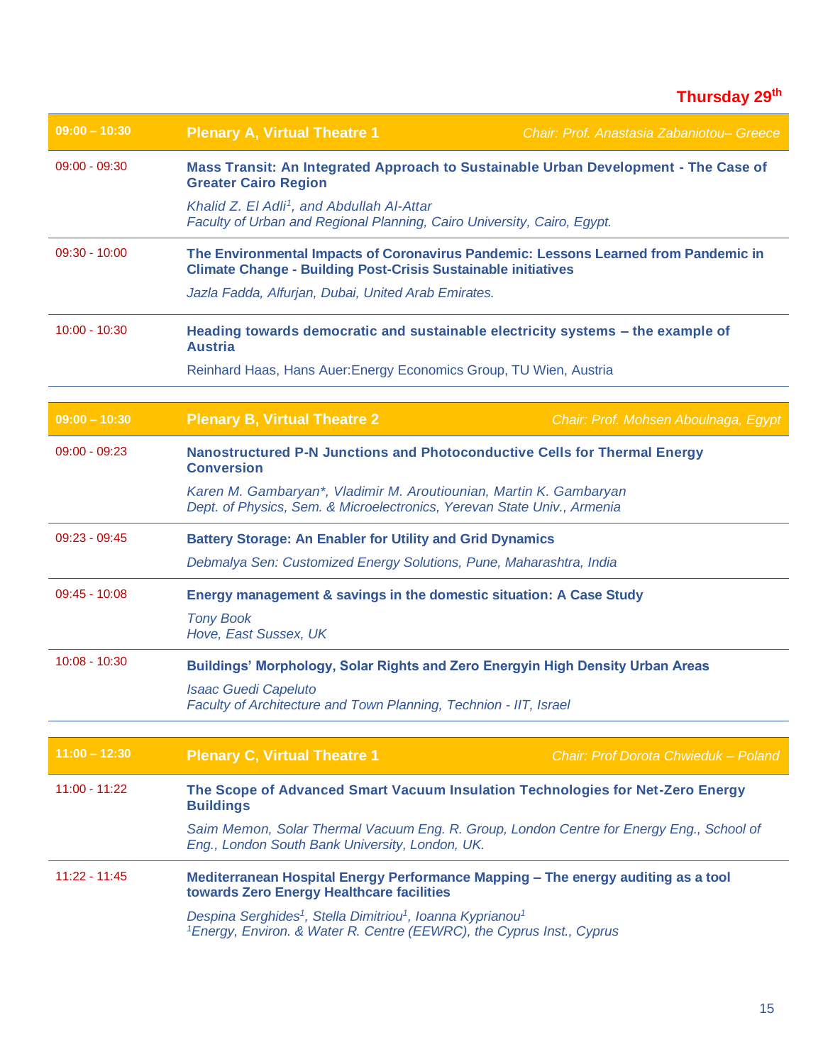**Thursday 29th**

| 09:00 – 10:30 | **Plenary A, Virtual Theatre 1** | *Chair: Prof. Anastasia Zabaniotou– Greece* |
|---|---|---|
| 09:00 - 09:30 | **Mass Transit: An Integrated Approach to Sustainable Urban Development - The Case of Greater Cairo Region**<br>*Khalid Z. El Adli[1], and Abdullah Al-Attar*<br>*Faculty of Urban and Regional Planning, Cairo University, Cairo, Egypt.* | |
| 09:30 - 10:00 | **The Environmental Impacts of Coronavirus Pandemic: Lessons Learned from Pandemic in Climate Change - Building Post-Crisis Sustainable initiatives**<br>*Jazla Fadda, Alfurjan, Dubai, United Arab Emirates.* | |
| 10:00 - 10:30 | **Heading towards democratic and sustainable electricity systems – the example of Austria**<br>Reinhard Haas, Hans Auer:Energy Economics Group, TU Wien, Austria | |

| 09:00 – 10:30 | **Plenary B, Virtual Theatre 2** | *Chair: Prof. Mohsen Aboulnaga, Egypt* |
|---|---|---|
| 09:00 - 09:23 | **Nanostructured P-N Junctions and Photoconductive Cells for Thermal Energy Conversion**<br>*Karen M. Gambaryan\*, Vladimir M. Aroutiounian, Martin K. Gambaryan*<br>*Dept. of Physics, Sem. & Microelectronics, Yerevan State Univ., Armenia* | |
| 09:23 - 09:45 | **Battery Storage: An Enabler for Utility and Grid Dynamics**<br>*Debmalya Sen: Customized Energy Solutions, Pune, Maharashtra, India* | |
| 09:45 - 10:08 | **Energy management & savings in the domestic situation: A Case Study**<br>*Tony Book*<br>*Hove, East Sussex, UK* | |
| 10:08 - 10:30 | **Buildings' Morphology, Solar Rights and Zero Energyin High Density Urban Areas**<br>*Isaac Guedi Capeluto*<br>*Faculty of Architecture and Town Planning, Technion - IIT, Israel* | |

| 11:00 – 12:30 | **Plenary C, Virtual Theatre 1** | *Chair: Prof Dorota Chwieduk – Poland* |
|---|---|---|
| 11:00 - 11:22 | **The Scope of Advanced Smart Vacuum Insulation Technologies for Net-Zero Energy Buildings**<br>*Saim Memon, Solar Thermal Vacuum Eng. R. Group, London Centre for Energy Eng., School of Eng., London South Bank University, London, UK.* | |
| 11:22 - 11:45 | **Mediterranean Hospital Energy Performance Mapping – The energy auditing as a tool towards Zero Energy Healthcare facilities**<br>*Despina Serghides[1], Stella Dimitriou[1], Ioanna Kyprianou[1]*<br>*[1]Energy, Environ. & Water R. Centre (EEWRC), the Cyprus Inst., Cyprus* | |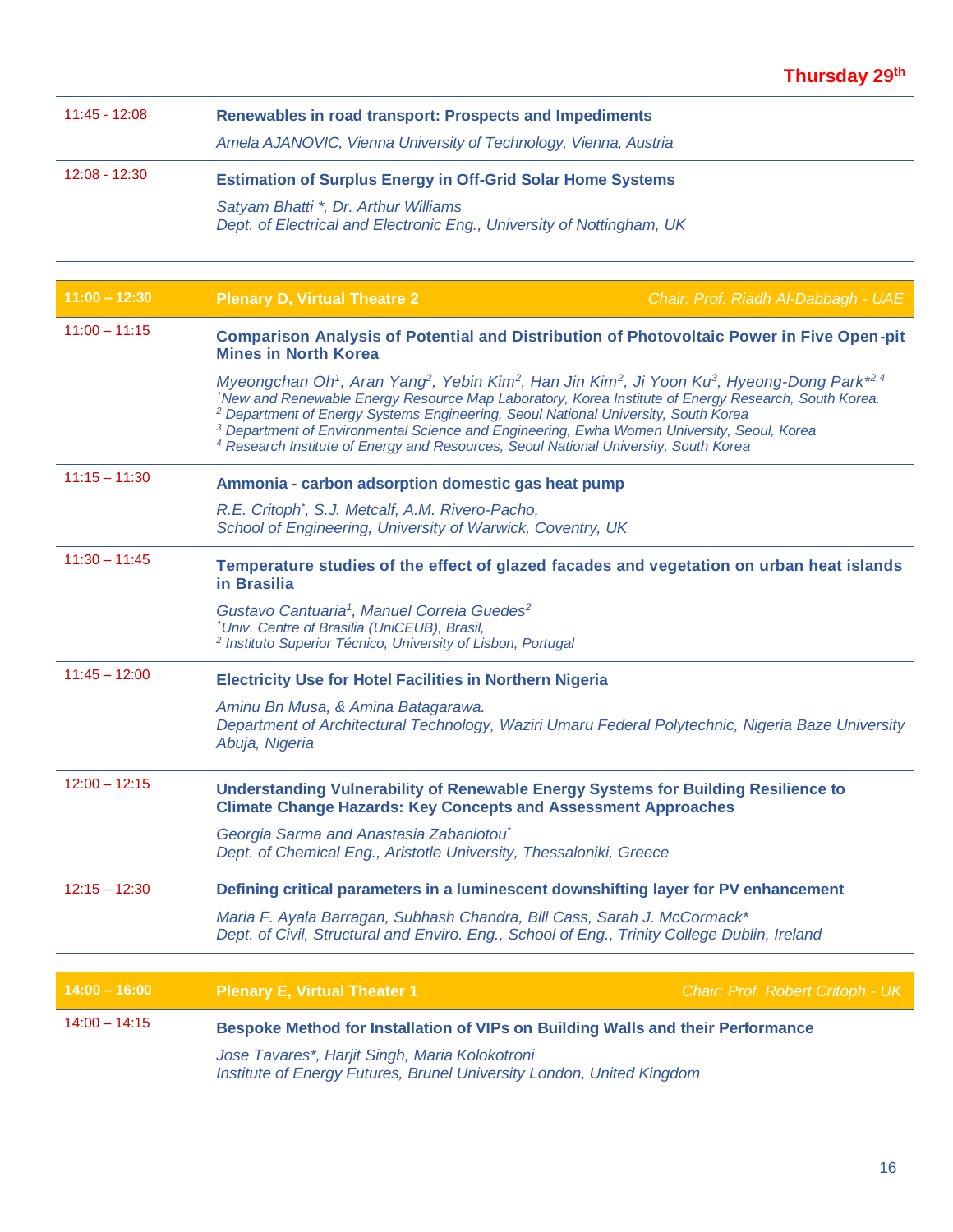**Thursday 29th**

| | |
|---|---|
| 11:45 - 12:08 | **Renewables in road transport: Prospects and Impediments**<br>*Amela AJANOVIC, Vienna University of Technology, Vienna, Austria* |
| 12:08 - 12:30 | **Estimation of Surplus Energy in Off-Grid Solar Home Systems**<br>*Satyam Bhatti *, Dr. Arthur Williams*<br>*Dept. of Electrical and Electronic Eng., University of Nottingham, UK* |

| | |
|---|---|
| **11:00 – 12:30** | **Plenary D, Virtual Theatre 2** — *Chair: Prof. Riadh Al-Dabbagh - UAE* |
| 11:00 – 11:15 | **Comparison Analysis of Potential and Distribution of Photovoltaic Power in Five Open-pit Mines in North Korea**<br>*Myeongchan Oh[1], Aran Yang[2], Yebin Kim[2], Han Jin Kim[2], Ji Yoon Ku[3], Hyeong-Dong Park*[2,4]*<br>*[1]New and Renewable Energy Resource Map Laboratory, Korea Institute of Energy Research, South Korea.*<br>*[2] Department of Energy Systems Engineering, Seoul National University, South Korea*<br>*[3] Department of Environmental Science and Engineering, Ewha Women University, Seoul, Korea*<br>*[4] Research Institute of Energy and Resources, Seoul National University, South Korea* |
| 11:15 – 11:30 | **Ammonia - carbon adsorption domestic gas heat pump**<br>*R.E. Critoph*, S.J. Metcalf, A.M. Rivero-Pacho,*<br>*School of Engineering, University of Warwick, Coventry, UK* |
| 11:30 – 11:45 | **Temperature studies of the effect of glazed facades and vegetation on urban heat islands in Brasilia**<br>*Gustavo Cantuaria[1], Manuel Correia Guedes[2]*<br>*[1]Univ. Centre of Brasilia (UniCEUB), Brasil,*<br>*[2] Instituto Superior Técnico, University of Lisbon, Portugal* |
| 11:45 – 12:00 | **Electricity Use for Hotel Facilities in Northern Nigeria**<br>*Aminu Bn Musa, & Amina Batagarawa.*<br>*Department of Architectural Technology, Waziri Umaru Federal Polytechnic, Nigeria Baze University Abuja, Nigeria* |
| 12:00 – 12:15 | **Understanding Vulnerability of Renewable Energy Systems for Building Resilience to Climate Change Hazards: Key Concepts and Assessment Approaches**<br>*Georgia Sarma and Anastasia Zabaniotou**<br>*Dept. of Chemical Eng., Aristotle University, Thessaloniki, Greece* |
| 12:15 – 12:30 | **Defining critical parameters in a luminescent downshifting layer for PV enhancement**<br>*Maria F. Ayala Barragan, Subhash Chandra, Bill Cass, Sarah J. McCormack**<br>*Dept. of Civil, Structural and Enviro. Eng., School of Eng., Trinity College Dublin, Ireland* |

| | |
|---|---|
| **14:00 – 16:00** | **Plenary E, Virtual Theater 1** — *Chair: Prof. Robert Critoph - UK* |
| 14:00 – 14:15 | **Bespoke Method for Installation of VIPs on Building Walls and their Performance**<br>*Jose Tavares*, Harjit Singh, Maria Kolokotroni*<br>*Institute of Energy Futures, Brunel University London, United Kingdom* |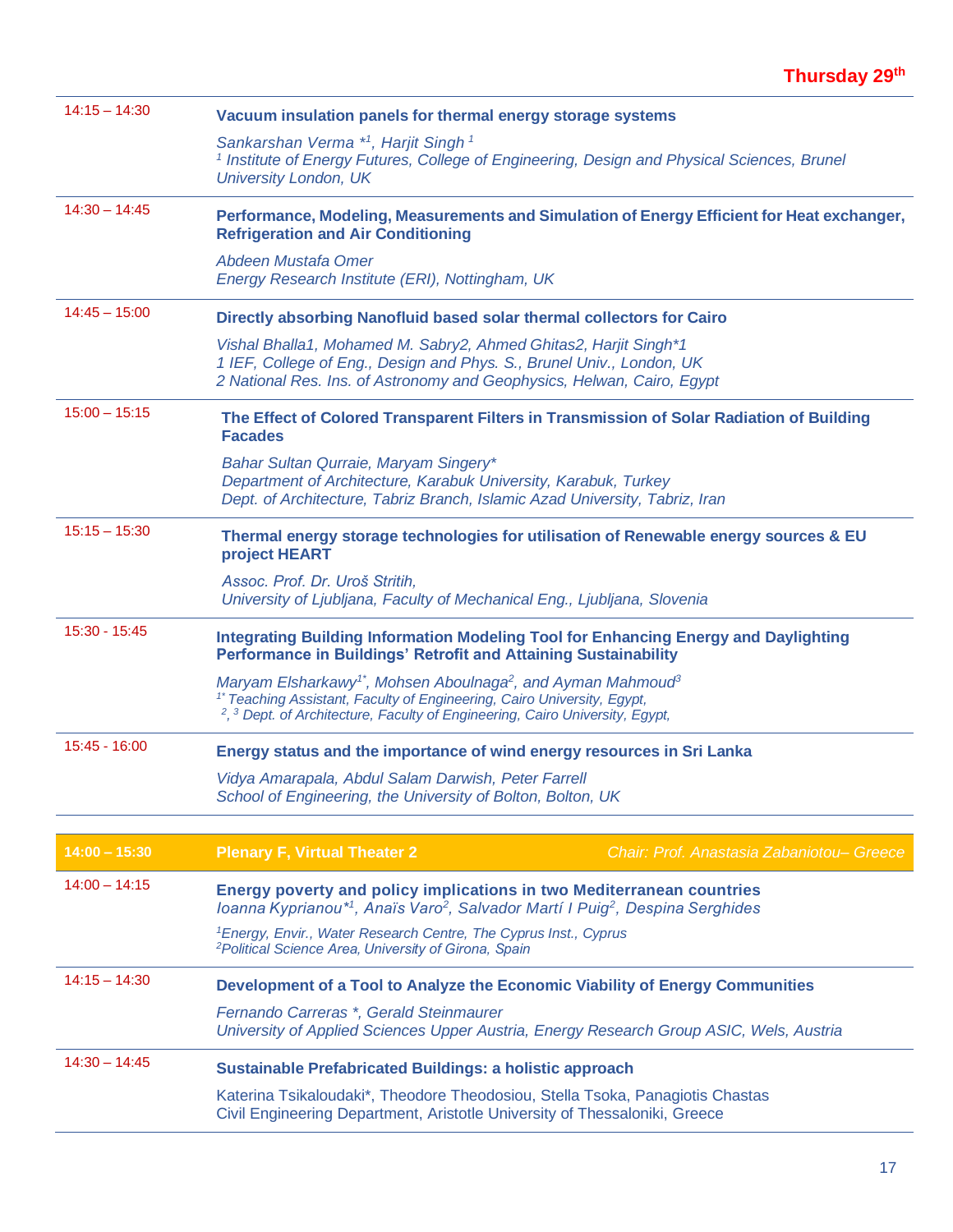**Thursday 29th**

| Time | Session |
|---|---|
| 14:15 – 14:30 | **Vacuum insulation panels for thermal energy storage systems**<br>*Sankarshan Verma *[1], Harjit Singh [1]*<br>*[1] Institute of Energy Futures, College of Engineering, Design and Physical Sciences, Brunel University London, UK* |
| 14:30 – 14:45 | **Performance, Modeling, Measurements and Simulation of Energy Efficient for Heat exchanger, Refrigeration and Air Conditioning**<br>*Abdeen Mustafa Omer*<br>*Energy Research Institute (ERI), Nottingham, UK* |
| 14:45 – 15:00 | **Directly absorbing Nanofluid based solar thermal collectors for Cairo**<br>*Vishal Bhalla1, Mohamed M. Sabry2, Ahmed Ghitas2, Harjit Singh*1*<br>*1 IEF, College of Eng., Design and Phys. S., Brunel Univ., London, UK*<br>*2 National Res. Ins. of Astronomy and Geophysics, Helwan, Cairo, Egypt* |
| 15:00 – 15:15 | **The Effect of Colored Transparent Filters in Transmission of Solar Radiation of Building Facades**<br>*Bahar Sultan Qurraie, Maryam Singery**<br>*Department of Architecture, Karabuk University, Karabuk, Turkey*<br>*Dept. of Architecture, Tabriz Branch, Islamic Azad University, Tabriz, Iran* |
| 15:15 – 15:30 | **Thermal energy storage technologies for utilisation of Renewable energy sources & EU project HEART**<br>*Assoc. Prof. Dr. Uroš Stritih,*<br>*University of Ljubljana, Faculty of Mechanical Eng., Ljubljana, Slovenia* |
| 15:30 - 15:45 | **Integrating Building Information Modeling Tool for Enhancing Energy and Daylighting Performance in Buildings' Retrofit and Attaining Sustainability**<br>*Maryam Elsharkawy[1*], Mohsen Aboulnaga[2], and Ayman Mahmoud[3]*<br>*[1*] Teaching Assistant, Faculty of Engineering, Cairo University, Egypt,*<br>*[2], [3] Dept. of Architecture, Faculty of Engineering, Cairo University, Egypt,* |
| 15:45 - 16:00 | **Energy status and the importance of wind energy resources in Sri Lanka**<br>*Vidya Amarapala, Abdul Salam Darwish, Peter Farrell*<br>*School of Engineering, the University of Bolton, Bolton, UK* |

| 14:00 – 15:30 | Plenary F, Virtual Theater 2 — *Chair: Prof. Anastasia Zabaniotou– Greece* |
|---|---|
| 14:00 – 14:15 | **Energy poverty and policy implications in two Mediterranean countries**<br>*Ioanna Kyprianou*[1], Anaïs Varo[2], Salvador Martí I Puig[2], Despina Serghides*<br>*[1]Energy, Envir., Water Research Centre, The Cyprus Inst., Cyprus*<br>*[2]Political Science Area, University of Girona, Spain* |
| 14:15 – 14:30 | **Development of a Tool to Analyze the Economic Viability of Energy Communities**<br>*Fernando Carreras *, Gerald Steinmaurer*<br>*University of Applied Sciences Upper Austria, Energy Research Group ASIC, Wels, Austria* |
| 14:30 – 14:45 | **Sustainable Prefabricated Buildings: a holistic approach**<br>Katerina Tsikaloudaki*, Theodore Theodosiou, Stella Tsoka, Panagiotis Chastas<br>Civil Engineering Department, Aristotle University of Thessaloniki, Greece |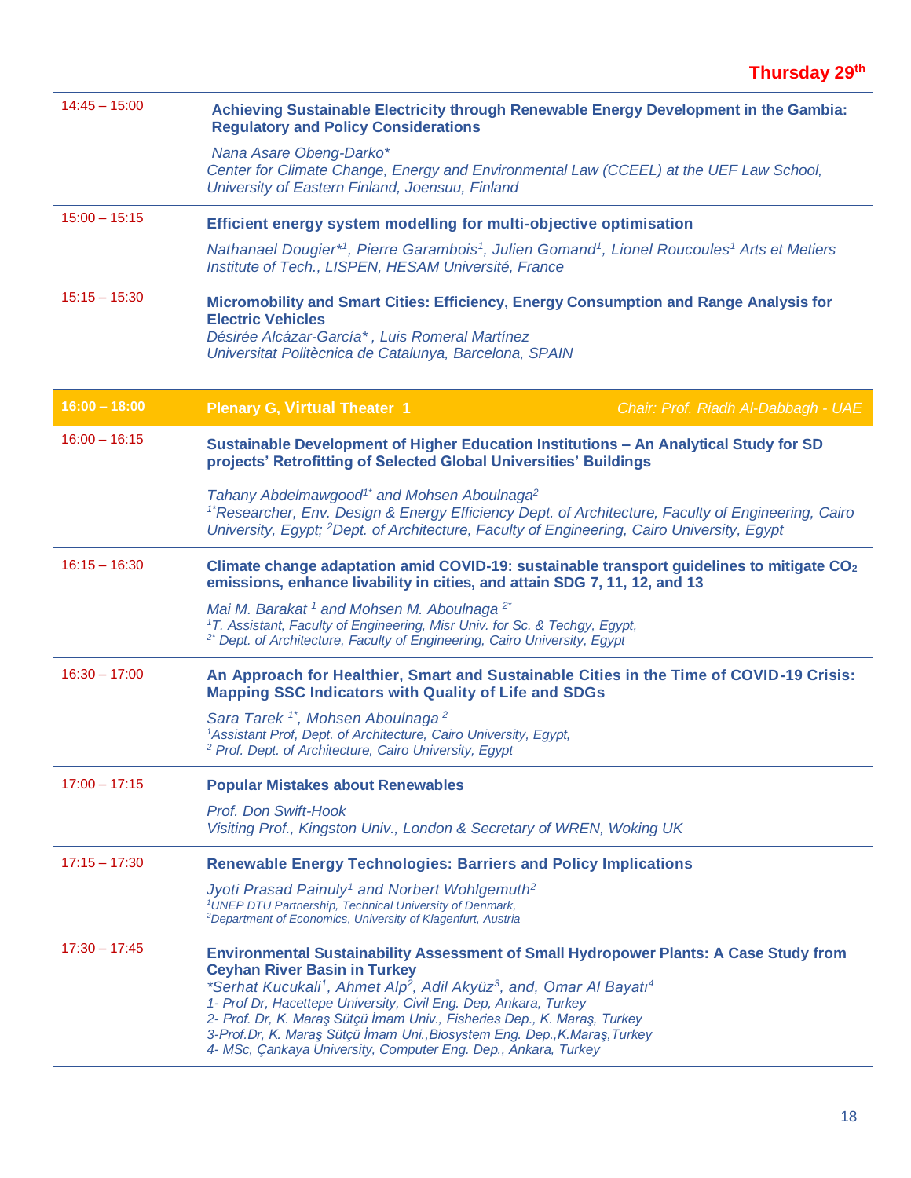**Thursday 29th**

| | |
|---|---|
| 14:45 – 15:00 | **Achieving Sustainable Electricity through Renewable Energy Development in the Gambia: Regulatory and Policy Considerations**<br><br>*Nana Asare Obeng-Darko**<br>*Center for Climate Change, Energy and Environmental Law (CCEEL) at the UEF Law School, University of Eastern Finland, Joensuu, Finland* |
| 15:00 – 15:15 | **Efficient energy system modelling for multi-objective optimisation**<br><br>*Nathanael Dougier*[*1], Pierre Garambois[1], Julien Gomand[1], Lionel Roucoules[1] Arts et Metiers Institute of Tech., LISPEN, HESAM Université, France* |
| 15:15 – 15:30 | **Micromobility and Smart Cities: Efficiency, Energy Consumption and Range Analysis for Electric Vehicles**<br>*Désirée Alcázar-García* , Luis Romeral Martínez*<br>*Universitat Politècnica de Catalunya, Barcelona, SPAIN* |

| | | |
|---|---|---|
| **16:00 – 18:00** | **Plenary G, Virtual Theater 1** | *Chair: Prof. Riadh Al-Dabbagh - UAE* |
| 16:00 – 16:15 | **Sustainable Development of Higher Education Institutions – An Analytical Study for SD projects' Retrofitting of Selected Global Universities' Buildings**<br><br>*Tahany Abdelmawgood[1*] and Mohsen Aboulnaga[2]*<br>*[1*]Researcher, Env. Design & Energy Efficiency Dept. of Architecture, Faculty of Engineering, Cairo University, Egypt; [2]Dept. of Architecture, Faculty of Engineering, Cairo University, Egypt* | |
| 16:15 – 16:30 | **Climate change adaptation amid COVID-19: sustainable transport guidelines to mitigate $CO_2$ emissions, enhance livability in cities, and attain SDG 7, 11, 12, and 13**<br><br>*Mai M. Barakat [1] and Mohsen M. Aboulnaga [2*]*<br>*[1]T. Assistant, Faculty of Engineering, Misr Univ. for Sc. & Techgy, Egypt,*<br>*[2*] Dept. of Architecture, Faculty of Engineering, Cairo University, Egypt* | |
| 16:30 – 17:00 | **An Approach for Healthier, Smart and Sustainable Cities in the Time of COVID-19 Crisis: Mapping SSC Indicators with Quality of Life and SDGs**<br><br>*Sara Tarek [1*], Mohsen Aboulnaga [2]*<br>*[1]Assistant Prof, Dept. of Architecture, Cairo University, Egypt,*<br>*[2] Prof. Dept. of Architecture, Cairo University, Egypt* | |
| 17:00 – 17:15 | **Popular Mistakes about Renewables**<br><br>*Prof. Don Swift-Hook*<br>*Visiting Prof., Kingston Univ., London & Secretary of WREN, Woking UK* | |
| 17:15 – 17:30 | **Renewable Energy Technologies: Barriers and Policy Implications**<br><br>*Jyoti Prasad Painuly[1] and Norbert Wohlgemuth[2]*<br>*[1]UNEP DTU Partnership, Technical University of Denmark,*<br>*[2]Department of Economics, University of Klagenfurt, Austria* | |
| 17:30 – 17:45 | **Environmental Sustainability Assessment of Small Hydropower Plants: A Case Study from Ceyhan River Basin in Turkey**<br>*\*Serhat Kucukali[1], Ahmet Alp[2], Adil Akyüz[3], and, Omar Al Bayatı[4]*<br>*1- Prof Dr, Hacettepe University, Civil Eng. Dep, Ankara, Turkey*<br>*2- Prof. Dr, K. Maraş Sütçü İmam Univ., Fisheries Dep., K. Maraş, Turkey*<br>*3-Prof.Dr, K. Maraş Sütçü İmam Uni.,Biosystem Eng. Dep.,K.Maraş,Turkey*<br>*4- MSc, Çankaya University, Computer Eng. Dep., Ankara, Turkey* | |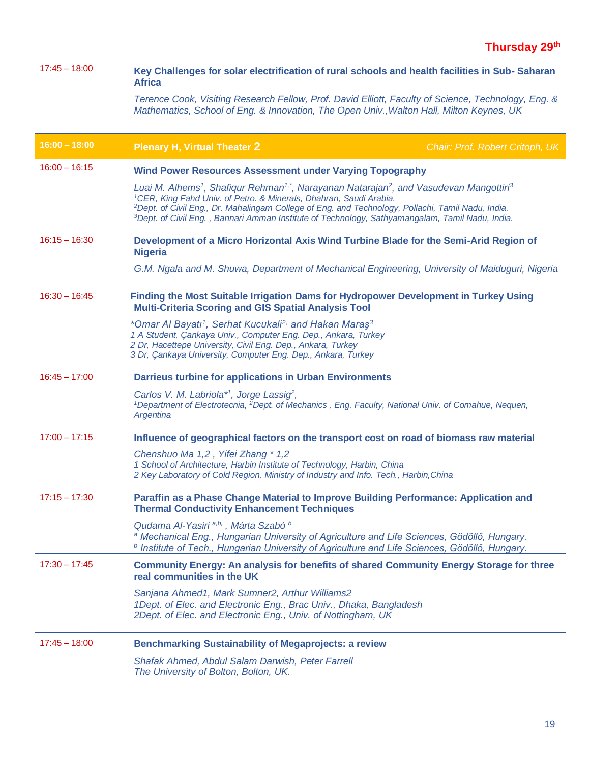**Thursday 29th**

| | |
|---|---|
| 17:45 – 18:00 | **Key Challenges for solar electrification of rural schools and health facilities in Sub- Saharan Africa**<br>*Terence Cook, Visiting Research Fellow, Prof. David Elliott, Faculty of Science, Technology, Eng. & Mathematics, School of Eng. & Innovation, The Open Univ.,Walton Hall, Milton Keynes, UK* |

| | | |
|---|---|---|
| **16:00 – 18:00** | **Plenary H, Virtual Theater 2** | *Chair: Prof. Robert Critoph, UK* |
| 16:00 – 16:15 | **Wind Power Resources Assessment under Varying Topography**<br>*Luai M. Alhems[1], Shafiqur Rehman[1,*], Narayanan Natarajan[2], and Vasudevan Mangottiri[3]*<br>*[1]CER, King Fahd Univ. of Petro. & Minerals, Dhahran, Saudi Arabia.*<br>*[2]Dept. of Civil Eng., Dr. Mahalingam College of Eng. and Technology, Pollachi, Tamil Nadu, India.*<br>*[3]Dept. of Civil Eng. , Bannari Amman Institute of Technology, Sathyamangalam, Tamil Nadu, India.* | |
| 16:15 – 16:30 | **Development of a Micro Horizontal Axis Wind Turbine Blade for the Semi-Arid Region of Nigeria**<br>*G.M. Ngala and M. Shuwa, Department of Mechanical Engineering, University of Maiduguri, Nigeria* | |
| 16:30 – 16:45 | **Finding the Most Suitable Irrigation Dams for Hydropower Development in Turkey Using Multi-Criteria Scoring and GIS Spatial Analysis Tool**<br>*\*Omar Al Bayatı[1], Serhat Kucukali[2], and Hakan Maraş[3]*<br>*1 A Student, Çankaya Univ., Computer Eng. Dep., Ankara, Turkey*<br>*2 Dr, Hacettepe University, Civil Eng. Dep., Ankara, Turkey*<br>*3 Dr, Çankaya University, Computer Eng. Dep., Ankara, Turkey* | |
| 16:45 – 17:00 | **Darrieus turbine for applications in Urban Environments**<br>*Carlos V. M. Labriola*[1], Jorge Lassig[2],*<br>*[1]Department of Electrotecnia, [2]Dept. of Mechanics , Eng. Faculty, National Univ. of Comahue, Nequen, Argentina* | |
| 17:00 – 17:15 | **Influence of geographical factors on the transport cost on road of biomass raw material**<br>*Chenshuo Ma 1,2 , Yifei Zhang * 1,2*<br>*1 School of Architecture, Harbin Institute of Technology, Harbin, China*<br>*2 Key Laboratory of Cold Region, Ministry of Industry and Info. Tech., Harbin,China* | |
| 17:15 – 17:30 | **Paraffin as a Phase Change Material to Improve Building Performance: Application and Thermal Conductivity Enhancement Techniques**<br>*Qudama Al-Yasiri [a,b], Márta Szabó [b]*<br>*[a] Mechanical Eng., Hungarian University of Agriculture and Life Sciences, Gödöllő, Hungary.*<br>*[b] Institute of Tech., Hungarian University of Agriculture and Life Sciences, Gödöllő, Hungary.* | |
| 17:30 – 17:45 | **Community Energy: An analysis for benefits of shared Community Energy Storage for three real communities in the UK**<br>*Sanjana Ahmed1, Mark Sumner2, Arthur Williams2*<br>*1Dept. of Elec. and Electronic Eng., Brac Univ., Dhaka, Bangladesh*<br>*2Dept. of Elec. and Electronic Eng., Univ. of Nottingham, UK* | |
| 17:45 – 18:00 | **Benchmarking Sustainability of Megaprojects: a review**<br>*Shafak Ahmed, Abdul Salam Darwish, Peter Farrell*<br>*The University of Bolton, Bolton, UK.* | |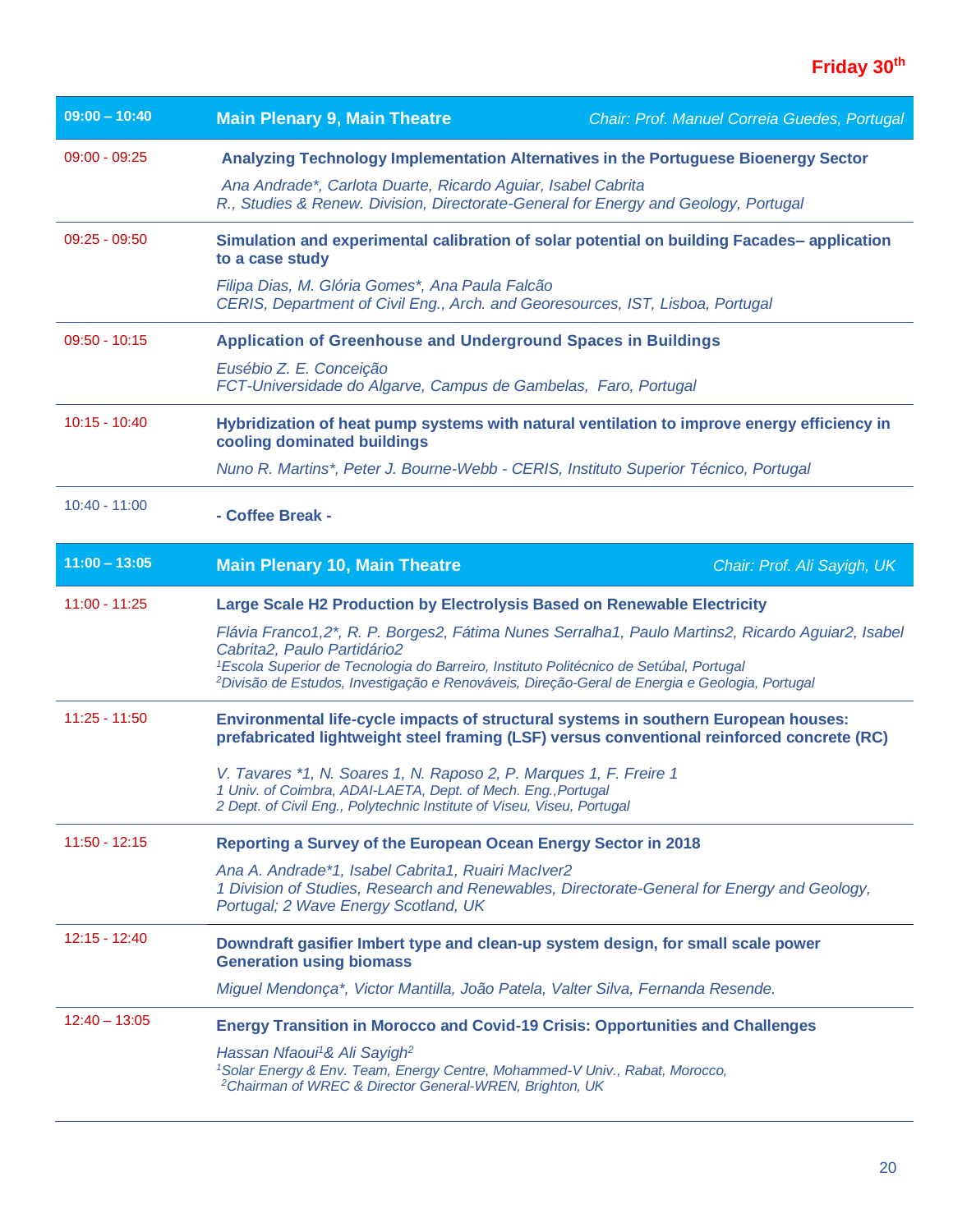**Friday 30th**

| 09:00 – 10:40 | **Main Plenary 9, Main Theatre** *Chair: Prof. Manuel Correia Guedes, Portugal* |
|---|---|
| 09:00 - 09:25 | **Analyzing Technology Implementation Alternatives in the Portuguese Bioenergy Sector**<br>*Ana Andrade\*, Carlota Duarte, Ricardo Aguiar, Isabel Cabrita*<br>*R., Studies & Renew. Division, Directorate-General for Energy and Geology, Portugal* |
| 09:25 - 09:50 | **Simulation and experimental calibration of solar potential on building Facades– application to a case study**<br>*Filipa Dias, M. Glória Gomes\*, Ana Paula Falcão*<br>*CERIS, Department of Civil Eng., Arch. and Georesources, IST, Lisboa, Portugal* |
| 09:50 - 10:15 | **Application of Greenhouse and Underground Spaces in Buildings**<br>*Eusébio Z. E. Conceição*<br>*FCT-Universidade do Algarve, Campus de Gambelas, Faro, Portugal* |
| 10:15 - 10:40 | **Hybridization of heat pump systems with natural ventilation to improve energy efficiency in cooling dominated buildings**<br>*Nuno R. Martins\*, Peter J. Bourne-Webb - CERIS, Instituto Superior Técnico, Portugal* |
| 10:40 - 11:00 | **- Coffee Break -** |
| 11:00 – 13:05 | **Main Plenary 10, Main Theatre** *Chair: Prof. Ali Sayigh, UK* |
| 11:00 - 11:25 | **Large Scale H2 Production by Electrolysis Based on Renewable Electricity**<br>*Flávia Franco1,2\*, R. P. Borges2, Fátima Nunes Serralha1, Paulo Martins2, Ricardo Aguiar2, Isabel Cabrita2, Paulo Partidário2*<br>*[1]Escola Superior de Tecnologia do Barreiro, Instituto Politécnico de Setúbal, Portugal*<br>*[2]Divisão de Estudos, Investigação e Renováveis, Direção-Geral de Energia e Geologia, Portugal* |
| 11:25 - 11:50 | **Environmental life-cycle impacts of structural systems in southern European houses: prefabricated lightweight steel framing (LSF) versus conventional reinforced concrete (RC)**<br>*V. Tavares \*1, N. Soares 1, N. Raposo 2, P. Marques 1, F. Freire 1*<br>*1 Univ. of Coimbra, ADAI-LAETA, Dept. of Mech. Eng.,Portugal*<br>*2 Dept. of Civil Eng., Polytechnic Institute of Viseu, Viseu, Portugal* |
| 11:50 - 12:15 | **Reporting a Survey of the European Ocean Energy Sector in 2018**<br>*Ana A. Andrade\*1, Isabel Cabrita1, Ruairi MacIver2*<br>*1 Division of Studies, Research and Renewables, Directorate-General for Energy and Geology, Portugal; 2 Wave Energy Scotland, UK* |
| 12:15 - 12:40 | **Downdraft gasifier Imbert type and clean-up system design, for small scale power Generation using biomass**<br>*Miguel Mendonça\*, Victor Mantilla, João Patela, Valter Silva, Fernanda Resende.* |
| 12:40 – 13:05 | **Energy Transition in Morocco and Covid-19 Crisis: Opportunities and Challenges**<br>*Hassan Nfaoui[1]& Ali Sayigh[2]*<br>*[1]Solar Energy & Env. Team, Energy Centre, Mohammed-V Univ., Rabat, Morocco,*<br>*[2]Chairman of WREC & Director General-WREN, Brighton, UK* |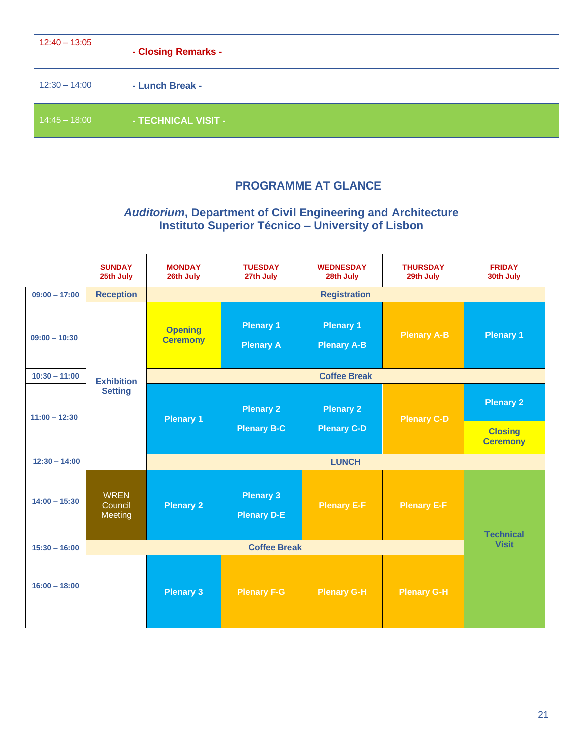| | |
|---|---|
| 12:40 – 13:05 | **- Closing Remarks -** |
| 12:30 – 14:00 | **- Lunch Break -** |
| 14:45 – 18:00 | **- TECHNICAL VISIT -** |

## PROGRAMME AT GLANCE

### *Auditorium*, Department of Civil Engineering and Architecture
### Instituto Superior Técnico – University of Lisbon

| | SUNDAY 25th July | MONDAY 26th July | TUESDAY 27th July | WEDNESDAY 28th July | THURSDAY 29th July | FRIDAY 30th July |
|---|---|---|---|---|---|---|
| 09:00 – 17:00 | Reception | Registration | | | | |
| 09:00 – 10:30 | Exhibition Setting | Opening Ceremony | Plenary 1 Plenary A | Plenary 1 Plenary A-B | Plenary A-B | Plenary 1 |
| 10:30 – 11:00 | | Coffee Break | | | | |
| 11:00 – 12:30 | | Plenary 1 | Plenary 2 Plenary B-C | Plenary 2 Plenary C-D | Plenary C-D | Plenary 2 / Closing Ceremony |
| 12:30 – 14:00 | | LUNCH | | | | |
| 14:00 – 15:30 | WREN Council Meeting | Plenary 2 | Plenary 3 Plenary D-E | Plenary E-F | Plenary E-F | Technical Visit |
| 15:30 – 16:00 | Coffee Break | | | | | |
| 16:00 – 18:00 | | Plenary 3 | Plenary F-G | Plenary G-H | Plenary G-H | |